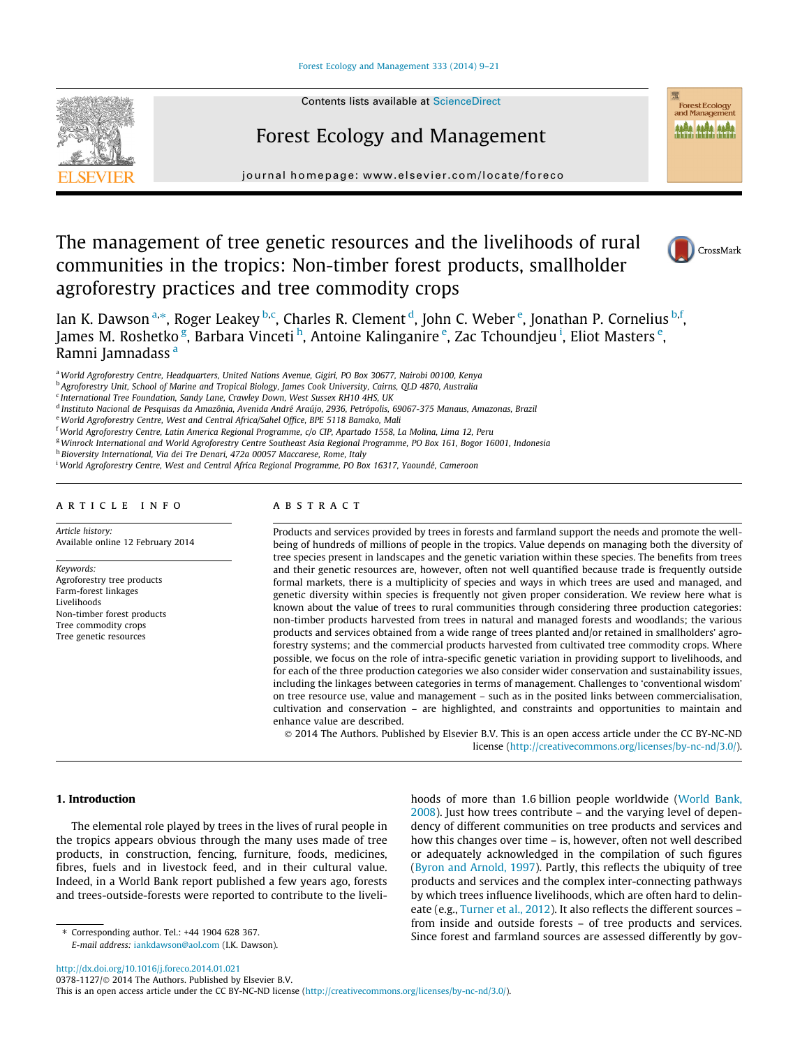Contents lists available at ScienceDirect

Forest Ecology and Management

journal homepage: www.elsevier.com/locate/foreco

# The management of tree genetic resources and the livelihoods of rural communities in the tropics: Non-timber forest products, smallholder agroforestry practices and tree commodity crops

Ian K. Dawson [a,*], Roger Leakey [b,c], Charles R. Clement [d], John C. Weber [e], Jonathan P. Cornelius [b,f], James M. Roshetko [g], Barbara Vinceti [h], Antoine Kalinganire [e], Zac Tchoundjeu [i], Eliot Masters [e], Ramni Jamnadass [a]

[a] World Agroforestry Centre, Headquarters, United Nations Avenue, Gigiri, PO Box 30677, Nairobi 00100, Kenya
[b] Agroforestry Unit, School of Marine and Tropical Biology, James Cook University, Cairns, QLD 4870, Australia
[c] International Tree Foundation, Sandy Lane, Crawley Down, West Sussex RH10 4HS, UK
[d] Instituto Nacional de Pesquisas da Amazônia, Avenida André Araújo, 2936, Petrópolis, 69067-375 Manaus, Amazonas, Brazil
[e] World Agroforestry Centre, West and Central Africa/Sahel Office, BPE 5118 Bamako, Mali
[f] World Agroforestry Centre, Latin America Regional Programme, c/o CIP, Apartado 1558, La Molina, Lima 12, Peru
[g] Winrock International and World Agroforestry Centre Southeast Asia Regional Programme, PO Box 161, Bogor 16001, Indonesia
[h] Bioversity International, Via dei Tre Denari, 472a 00057 Maccarese, Rome, Italy
[i] World Agroforestry Centre, West and Central Africa Regional Programme, PO Box 16317, Yaoundé, Cameroon

## ARTICLE INFO

*Article history:*
Available online 12 February 2014

*Keywords:*
Agroforestry tree products
Farm-forest linkages
Livelihoods
Non-timber forest products
Tree commodity crops
Tree genetic resources

## ABSTRACT

Products and services provided by trees in forests and farmland support the needs and promote the well-being of hundreds of millions of people in the tropics. Value depends on managing both the diversity of tree species present in landscapes and the genetic variation within these species. The benefits from trees and their genetic resources are, however, often not well quantified because trade is frequently outside formal markets, there is a multiplicity of species and ways in which trees are used and managed, and genetic diversity within species is frequently not given proper consideration. We review here what is known about the value of trees to rural communities through considering three production categories: non-timber products harvested from trees in natural and managed forests and woodlands; the various products and services obtained from a wide range of trees planted and/or retained in smallholders' agroforestry systems; and the commercial products harvested from cultivated tree commodity crops. Where possible, we focus on the role of intra-specific genetic variation in providing support to livelihoods, and for each of the three production categories we also consider wider conservation and sustainability issues, including the linkages between categories in terms of management. Challenges to 'conventional wisdom' on tree resource use, value and management – such as in the posited links between commercialisation, cultivation and conservation – are highlighted, and constraints and opportunities to maintain and enhance value are described.

© 2014 The Authors. Published by Elsevier B.V. This is an open access article under the CC BY-NC-ND license (http://creativecommons.org/licenses/by-nc-nd/3.0/).

## 1. Introduction

The elemental role played by trees in the lives of rural people in the tropics appears obvious through the many uses made of tree products, in construction, fencing, furniture, foods, medicines, fibres, fuels and in livestock feed, and in their cultural value. Indeed, in a World Bank report published a few years ago, forests and trees-outside-forests were reported to contribute to the livelihoods of more than 1.6 billion people worldwide (World Bank, 2008). Just how trees contribute – and the varying level of dependency of different communities on tree products and services and how this changes over time – is, however, often not well described or adequately acknowledged in the compilation of such figures (Byron and Arnold, 1997). Partly, this reflects the ubiquity of tree products and services and the complex inter-connecting pathways by which trees influence livelihoods, which are often hard to delineate (e.g., Turner et al., 2012). It also reflects the different sources – from inside and outside forests – of tree products and services. Since forest and farmland sources are assessed differently by gov-

\* Corresponding author. Tel.: +44 1904 628 367.
*E-mail address:* iankdawson@aol.com (I.K. Dawson).

http://dx.doi.org/10.1016/j.foreco.2014.01.021
0378-1127/© 2014 The Authors. Published by Elsevier B.V.
This is an open access article under the CC BY-NC-ND license (http://creativecommons.org/licenses/by-nc-nd/3.0/).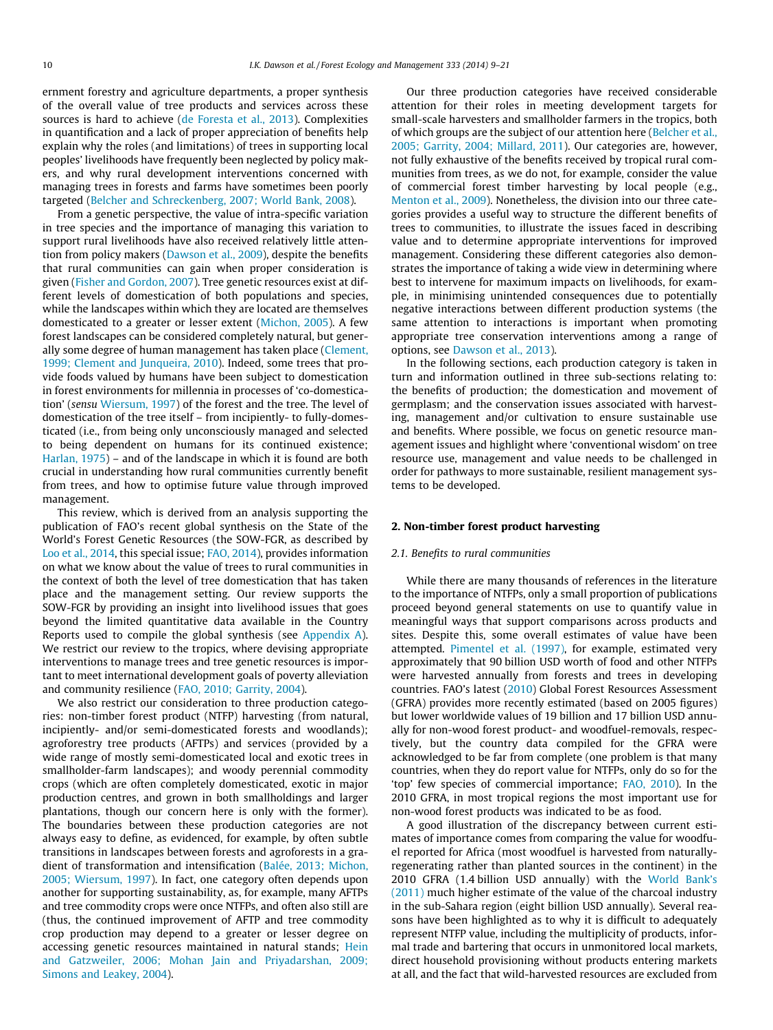ernment forestry and agriculture departments, a proper synthesis of the overall value of tree products and services across these sources is hard to achieve (de Foresta et al., 2013). Complexities in quantification and a lack of proper appreciation of benefits help explain why the roles (and limitations) of trees in supporting local peoples' livelihoods have frequently been neglected by policy makers, and why rural development interventions concerned with managing trees in forests and farms have sometimes been poorly targeted (Belcher and Schreckenberg, 2007; World Bank, 2008).

From a genetic perspective, the value of intra-specific variation in tree species and the importance of managing this variation to support rural livelihoods have also received relatively little attention from policy makers (Dawson et al., 2009), despite the benefits that rural communities can gain when proper consideration is given (Fisher and Gordon, 2007). Tree genetic resources exist at different levels of domestication of both populations and species, while the landscapes within which they are located are themselves domesticated to a greater or lesser extent (Michon, 2005). A few forest landscapes can be considered completely natural, but generally some degree of human management has taken place (Clement, 1999; Clement and Junqueira, 2010). Indeed, some trees that provide foods valued by humans have been subject to domestication in forest environments for millennia in processes of 'co-domestication' (*sensu* Wiersum, 1997) of the forest and the tree. The level of domestication of the tree itself – from incipiently- to fully-domesticated (i.e., from being only unconsciously managed and selected to being dependent on humans for its continued existence; Harlan, 1975) – and of the landscape in which it is found are both crucial in understanding how rural communities currently benefit from trees, and how to optimise future value through improved management.

This review, which is derived from an analysis supporting the publication of FAO's recent global synthesis on the State of the World's Forest Genetic Resources (the SOW-FGR, as described by Loo et al., 2014, this special issue; FAO, 2014), provides information on what we know about the value of trees to rural communities in the context of both the level of tree domestication that has taken place and the management setting. Our review supports the SOW-FGR by providing an insight into livelihood issues that goes beyond the limited quantitative data available in the Country Reports used to compile the global synthesis (see Appendix A). We restrict our review to the tropics, where devising appropriate interventions to manage trees and tree genetic resources is important to meet international development goals of poverty alleviation and community resilience (FAO, 2010; Garrity, 2004).

We also restrict our consideration to three production categories: non-timber forest product (NTFP) harvesting (from natural, incipiently- and/or semi-domesticated forests and woodlands); agroforestry tree products (AFTPs) and services (provided by a wide range of mostly semi-domesticated local and exotic trees in smallholder-farm landscapes); and woody perennial commodity crops (which are often completely domesticated, exotic in major production centres, and grown in both smallholdings and larger plantations, though our concern here is only with the former). The boundaries between these production categories are not always easy to define, as evidenced, for example, by often subtle transitions in landscapes between forests and agroforests in a gradient of transformation and intensification (Balée, 2013; Michon, 2005; Wiersum, 1997). In fact, one category often depends upon another for supporting sustainability, as, for example, many AFTPs and tree commodity crops were once NTFPs, and often also still are (thus, the continued improvement of AFTP and tree commodity crop production may depend to a greater or lesser degree on accessing genetic resources maintained in natural stands; Hein and Gatzweiler, 2006; Mohan Jain and Priyadarshan, 2009; Simons and Leakey, 2004).

Our three production categories have received considerable attention for their roles in meeting development targets for small-scale harvesters and smallholder farmers in the tropics, both of which groups are the subject of our attention here (Belcher et al., 2005; Garrity, 2004; Millard, 2011). Our categories are, however, not fully exhaustive of the benefits received by tropical rural communities from trees, as we do not, for example, consider the value of commercial forest timber harvesting by local people (e.g., Menton et al., 2009). Nonetheless, the division into our three categories provides a useful way to structure the different benefits of trees to communities, to illustrate the issues faced in describing value and to determine appropriate interventions for improved management. Considering these different categories also demonstrates the importance of taking a wide view in determining where best to intervene for maximum impacts on livelihoods, for example, in minimising unintended consequences due to potentially negative interactions between different production systems (the same attention to interactions is important when promoting appropriate tree conservation interventions among a range of options, see Dawson et al., 2013).

In the following sections, each production category is taken in turn and information outlined in three sub-sections relating to: the benefits of production; the domestication and movement of germplasm; and the conservation issues associated with harvesting, management and/or cultivation to ensure sustainable use and benefits. Where possible, we focus on genetic resource management issues and highlight where 'conventional wisdom' on tree resource use, management and value needs to be challenged in order for pathways to more sustainable, resilient management systems to be developed.

## 2. Non-timber forest product harvesting

### 2.1. Benefits to rural communities

While there are many thousands of references in the literature to the importance of NTFPs, only a small proportion of publications proceed beyond general statements on use to quantify value in meaningful ways that support comparisons across products and sites. Despite this, some overall estimates of value have been attempted. Pimentel et al. (1997), for example, estimated very approximately that 90 billion USD worth of food and other NTFPs were harvested annually from forests and trees in developing countries. FAO's latest (2010) Global Forest Resources Assessment (GFRA) provides more recently estimated (based on 2005 figures) but lower worldwide values of 19 billion and 17 billion USD annually for non-wood forest product- and woodfuel-removals, respectively, but the country data compiled for the GFRA were acknowledged to be far from complete (one problem is that many countries, when they do report value for NTFPs, only do so for the 'top' few species of commercial importance; FAO, 2010). In the 2010 GFRA, in most tropical regions the most important use for non-wood forest products was indicated to be as food.

A good illustration of the discrepancy between current estimates of importance comes from comparing the value for woodfuel reported for Africa (most woodfuel is harvested from naturally-regenerating rather than planted sources in the continent) in the 2010 GFRA (1.4 billion USD annually) with the World Bank's (2011) much higher estimate of the value of the charcoal industry in the sub-Sahara region (eight billion USD annually). Several reasons have been highlighted as to why it is difficult to adequately represent NTFP value, including the multiplicity of products, informal trade and bartering that occurs in unmonitored local markets, direct household provisioning without products entering markets at all, and the fact that wild-harvested resources are excluded from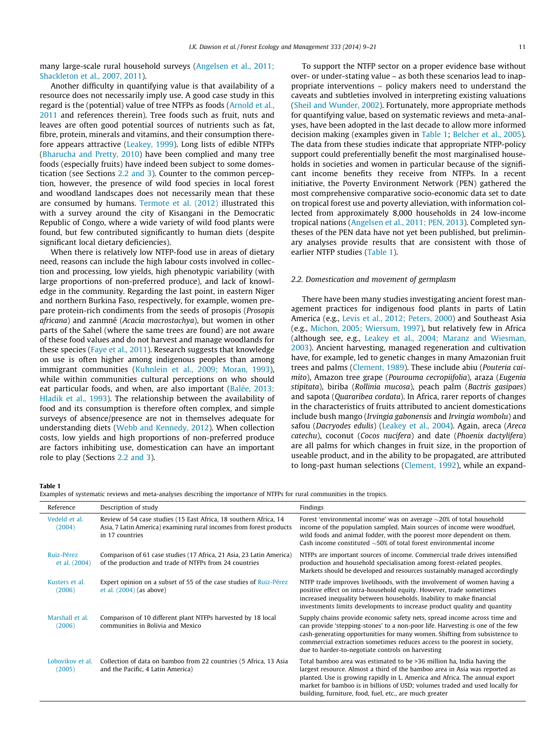many large-scale rural household surveys (Angelsen et al., 2011; Shackleton et al., 2007, 2011).

Another difficulty in quantifying value is that availability of a resource does not necessarily imply use. A good case study in this regard is the (potential) value of tree NTFPs as foods (Arnold et al., 2011 and references therein). Tree foods such as fruit, nuts and leaves are often good potential sources of nutrients such as fat, fibre, protein, minerals and vitamins, and their consumption therefore appears attractive (Leakey, 1999). Long lists of edible NTFPs (Bharucha and Pretty, 2010) have been complied and many tree foods (especially fruits) have indeed been subject to some domestication (see Sections 2.2 and 3). Counter to the common perception, however, the presence of wild food species in local forest and woodland landscapes does not necessarily mean that these are consumed by humans. Termote et al. (2012) illustrated this with a survey around the city of Kisangani in the Democratic Republic of Congo, where a wide variety of wild food plants were found, but few contributed significantly to human diets (despite significant local dietary deficiencies).

When there is relatively low NTFP-food use in areas of dietary need, reasons can include the high labour costs involved in collection and processing, low yields, high phenotypic variability (with large proportions of non-preferred produce), and lack of knowledge in the community. Regarding the last point, in eastern Niger and northern Burkina Faso, respectively, for example, women prepare protein-rich condiments from the seeds of prosopis (*Prosopis africana*) and zanmné (*Acacia macrostachya*), but women in other parts of the Sahel (where the same trees are found) are not aware of these food values and do not harvest and manage woodlands for these species (Faye et al., 2011). Research suggests that knowledge on use is often higher among indigenous peoples than among immigrant communities (Kuhnlein et al., 2009; Moran, 1993), while within communities cultural perceptions on who should eat particular foods, and when, are also important (Balée, 2013; Hladik et al., 1993). The relationship between the availability of food and its consumption is therefore often complex, and simple surveys of absence/presence are not in themselves adequate for understanding diets (Webb and Kennedy, 2012). When collection costs, low yields and high proportions of non-preferred produce are factors inhibiting use, domestication can have an important role to play (Sections 2.2 and 3).

To support the NTFP sector on a proper evidence base without over- or under-stating value – as both these scenarios lead to inappropriate interventions – policy makers need to understand the caveats and subtleties involved in interpreting existing valuations (Sheil and Wunder, 2002). Fortunately, more appropriate methods for quantifying value, based on systematic reviews and meta-analyses, have been adopted in the last decade to allow more informed decision making (examples given in Table 1; Belcher et al., 2005). The data from these studies indicate that appropriate NTFP-policy support could preferentially benefit the most marginalised households in societies and women in particular because of the significant income benefits they receive from NTFPs. In a recent initiative, the Poverty Environment Network (PEN) gathered the most comprehensive comparative socio-economic data set to date on tropical forest use and poverty alleviation, with information collected from approximately 8,000 households in 24 low-income tropical nations (Angelsen et al., 2011; PEN, 2013). Completed syntheses of the PEN data have not yet been published, but preliminary analyses provide results that are consistent with those of earlier NTFP studies (Table 1).

## 2.2. Domestication and movement of germplasm

There have been many studies investigating ancient forest management practices for indigenous food plants in parts of Latin America (e.g., Levis et al., 2012; Peters, 2000) and Southeast Asia (e.g., Michon, 2005; Wiersum, 1997), but relatively few in Africa (although see, e.g., Leakey et al., 2004; Maranz and Wiesman, 2003). Ancient harvesting, managed regeneration and cultivation have, for example, led to genetic changes in many Amazonian fruit trees and palms (Clement, 1989). These include abiu (*Pouteria caimito*), Amazon tree grape (*Pourouma cecropiifolia*), araza (*Eugenia stipitata*), biriba (*Rollinia mucosa*), peach palm (*Bactris gasipaes*) and sapota (*Quararibea cordata*). In Africa, rarer reports of changes in the characteristics of fruits attributed to ancient domestications include bush mango (*Irvingia gabonensis* and *Irvingia wombolu*) and safou (*Dacryodes edulis*) (Leakey et al., 2004). Again, areca (*Areca catechu*), coconut (*Cocos nucifera*) and date (*Phoenix dactylifera*) are all palms for which changes in fruit size, in the proportion of useable product, and in the ability to be propagated, are attributed to long-past human selections (Clement, 1992), while an expand-

**Table 1**
Examples of systematic reviews and meta-analyses describing the importance of NTFPs for rural communities in the tropics.

| Reference | Description of study | Findings |
|---|---|---|
| Vedeld et al. (2004) | Review of 54 case studies (15 East Africa, 18 southern Africa, 14 Asia, 7 Latin America) examining rural incomes from forest products in 17 countries | Forest 'environmental income' was on average ~20% of total household income of the population sampled. Main sources of income were woodfuel, wild foods and animal fodder, with the poorest more dependent on them. Cash income constituted ~50% of total forest environmental income |
| Ruiz-Pérez et al. (2004) | Comparison of 61 case studies (17 Africa, 21 Asia, 23 Latin America) of the production and trade of NTFPs from 24 countries | NTFPs are important sources of income. Commercial trade drives intensified production and household specialisation among forest-related peoples. Markets should be developed and resources sustainably managed accordingly |
| Kusters et al. (2006) | Expert opinion on a subset of 55 of the case studies of Ruiz-Pérez et al. (2004) (as above) | NTFP trade improves livelihoods, with the involvement of women having a positive effect on intra-household equity. However, trade sometimes increased inequality between households. Inability to make financial investments limits developments to increase product quality and quantity |
| Marshall et al. (2006) | Comparison of 10 different plant NTFPs harvested by 18 local communities in Bolivia and Mexico | Supply chains provide economic safety nets, spread income across time and can provide 'stepping-stones' to a non-poor life. Harvesting is one of the few cash-generating opportunities for many women. Shifting from subsistence to commercial extraction sometimes reduces access to the poorest in society, due to harder-to-negotiate controls on harvesting |
| Lobovikov et al. (2005) | Collection of data on bamboo from 22 countries (5 Africa, 13 Asia and the Pacific, 4 Latin America) | Total bamboo area was estimated to be >36 million ha, India having the largest resource. Almost a third of the bamboo area in Asia was reported as planted. Use is growing rapidly in L. America and Africa. The annual export market for bamboo is in billions of USD; volumes traded and used locally for building, furniture, food, fuel, etc., are much greater |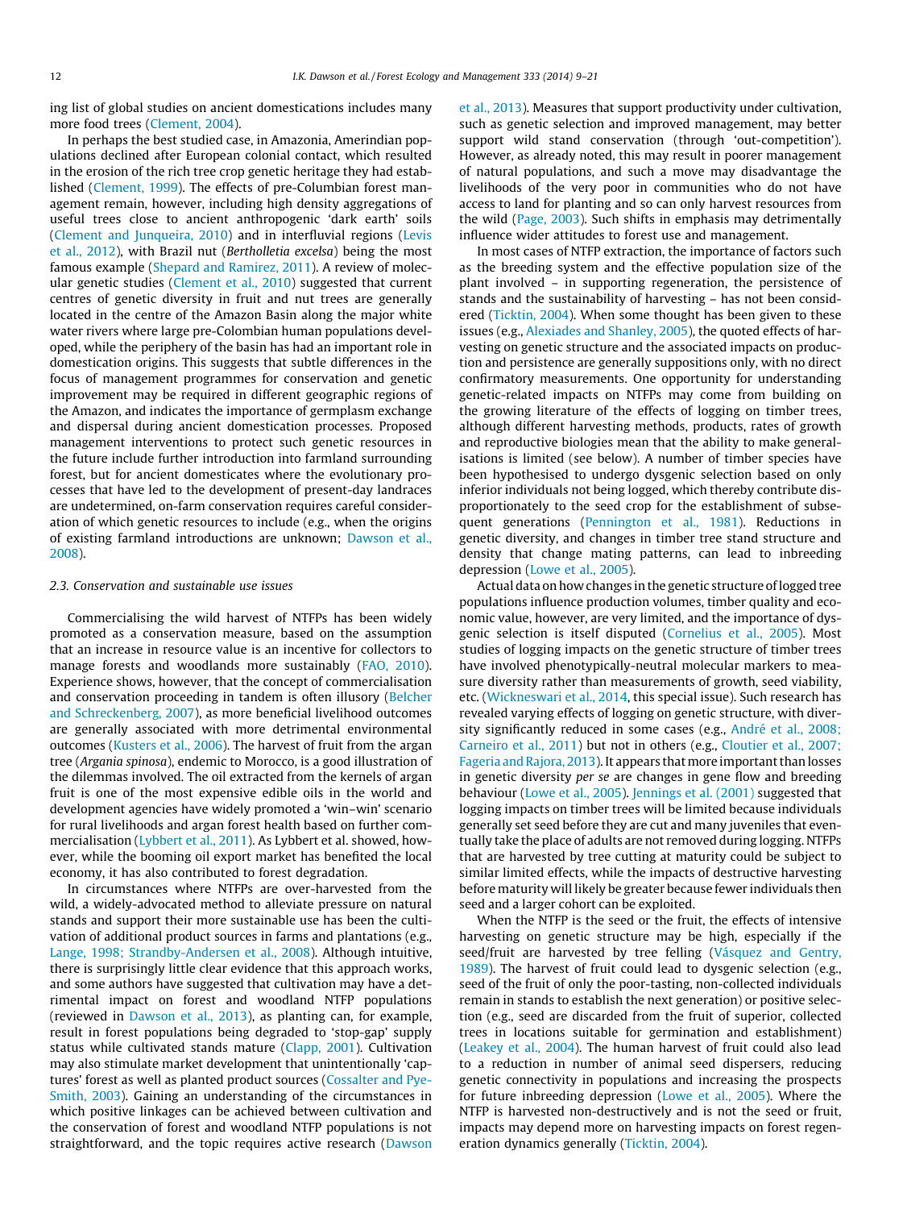ing list of global studies on ancient domestications includes many more food trees (Clement, 2004).

In perhaps the best studied case, in Amazonia, Amerindian populations declined after European colonial contact, which resulted in the erosion of the rich tree crop genetic heritage they had established (Clement, 1999). The effects of pre-Columbian forest management remain, however, including high density aggregations of useful trees close to ancient anthropogenic 'dark earth' soils (Clement and Junqueira, 2010) and in interfluvial regions (Levis et al., 2012), with Brazil nut (*Bertholletia excelsa*) being the most famous example (Shepard and Ramirez, 2011). A review of molecular genetic studies (Clement et al., 2010) suggested that current centres of genetic diversity in fruit and nut trees are generally located in the centre of the Amazon Basin along the major white water rivers where large pre-Colombian human populations developed, while the periphery of the basin has had an important role in domestication origins. This suggests that subtle differences in the focus of management programmes for conservation and genetic improvement may be required in different geographic regions of the Amazon, and indicates the importance of germplasm exchange and dispersal during ancient domestication processes. Proposed management interventions to protect such genetic resources in the future include further introduction into farmland surrounding forest, but for ancient domesticates where the evolutionary processes that have led to the development of present-day landraces are undetermined, on-farm conservation requires careful consideration of which genetic resources to include (e.g., when the origins of existing farmland introductions are unknown; Dawson et al., 2008).

### 2.3. Conservation and sustainable use issues

Commercialising the wild harvest of NTFPs has been widely promoted as a conservation measure, based on the assumption that an increase in resource value is an incentive for collectors to manage forests and woodlands more sustainably (FAO, 2010). Experience shows, however, that the concept of commercialisation and conservation proceeding in tandem is often illusory (Belcher and Schreckenberg, 2007), as more beneficial livelihood outcomes are generally associated with more detrimental environmental outcomes (Kusters et al., 2006). The harvest of fruit from the argan tree (*Argania spinosa*), endemic to Morocco, is a good illustration of the dilemmas involved. The oil extracted from the kernels of argan fruit is one of the most expensive edible oils in the world and development agencies have widely promoted a 'win–win' scenario for rural livelihoods and argan forest health based on further commercialisation (Lybbert et al., 2011). As Lybbert et al. showed, however, while the booming oil export market has benefited the local economy, it has also contributed to forest degradation.

In circumstances where NTFPs are over-harvested from the wild, a widely-advocated method to alleviate pressure on natural stands and support their more sustainable use has been the cultivation of additional product sources in farms and plantations (e.g., Lange, 1998; Strandby-Andersen et al., 2008). Although intuitive, there is surprisingly little clear evidence that this approach works, and some authors have suggested that cultivation may have a detrimental impact on forest and woodland NTFP populations (reviewed in Dawson et al., 2013), as planting can, for example, result in forest populations being degraded to 'stop-gap' supply status while cultivated stands mature (Clapp, 2001). Cultivation may also stimulate market development that unintentionally 'captures' forest as well as planted product sources (Cossalter and Pye-Smith, 2003). Gaining an understanding of the circumstances in which positive linkages can be achieved between cultivation and the conservation of forest and woodland NTFP populations is not straightforward, and the topic requires active research (Dawson et al., 2013). Measures that support productivity under cultivation, such as genetic selection and improved management, may better support wild stand conservation (through 'out-competition'). However, as already noted, this may result in poorer management of natural populations, and such a move may disadvantage the livelihoods of the very poor in communities who do not have access to land for planting and so can only harvest resources from the wild (Page, 2003). Such shifts in emphasis may detrimentally influence wider attitudes to forest use and management.

In most cases of NTFP extraction, the importance of factors such as the breeding system and the effective population size of the plant involved – in supporting regeneration, the persistence of stands and the sustainability of harvesting – has not been considered (Ticktin, 2004). When some thought has been given to these issues (e.g., Alexiades and Shanley, 2005), the quoted effects of harvesting on genetic structure and the associated impacts on production and persistence are generally suppositions only, with no direct confirmatory measurements. One opportunity for understanding genetic-related impacts on NTFPs may come from building on the growing literature of the effects of logging on timber trees, although different harvesting methods, products, rates of growth and reproductive biologies mean that the ability to make generalisations is limited (see below). A number of timber species have been hypothesised to undergo dysgenic selection based on only inferior individuals not being logged, which thereby contribute disproportionately to the seed crop for the establishment of subsequent generations (Pennington et al., 1981). Reductions in genetic diversity, and changes in timber tree stand structure and density that change mating patterns, can lead to inbreeding depression (Lowe et al., 2005).

Actual data on how changes in the genetic structure of logged tree populations influence production volumes, timber quality and economic value, however, are very limited, and the importance of dysgenic selection is itself disputed (Cornelius et al., 2005). Most studies of logging impacts on the genetic structure of timber trees have involved phenotypically-neutral molecular markers to measure diversity rather than measurements of growth, seed viability, etc. (Wickneswari et al., 2014, this special issue). Such research has revealed varying effects of logging on genetic structure, with diversity significantly reduced in some cases (e.g., André et al., 2008; Carneiro et al., 2011) but not in others (e.g., Cloutier et al., 2007; Fageria and Rajora, 2013). It appears that more important than losses in genetic diversity *per se* are changes in gene flow and breeding behaviour (Lowe et al., 2005). Jennings et al. (2001) suggested that logging impacts on timber trees will be limited because individuals generally set seed before they are cut and many juveniles that eventually take the place of adults are not removed during logging. NTFPs that are harvested by tree cutting at maturity could be subject to similar limited effects, while the impacts of destructive harvesting before maturity will likely be greater because fewer individuals then seed and a larger cohort can be exploited.

When the NTFP is the seed or the fruit, the effects of intensive harvesting on genetic structure may be high, especially if the seed/fruit are harvested by tree felling (Vásquez and Gentry, 1989). The harvest of fruit could lead to dysgenic selection (e.g., seed of the fruit of only the poor-tasting, non-collected individuals remain in stands to establish the next generation) or positive selection (e.g., seed are discarded from the fruit of superior, collected trees in locations suitable for germination and establishment) (Leakey et al., 2004). The human harvest of fruit could also lead to a reduction in number of animal seed dispersers, reducing genetic connectivity in populations and increasing the prospects for future inbreeding depression (Lowe et al., 2005). Where the NTFP is harvested non-destructively and is not the seed or fruit, impacts may depend more on harvesting impacts on forest regeneration dynamics generally (Ticktin, 2004).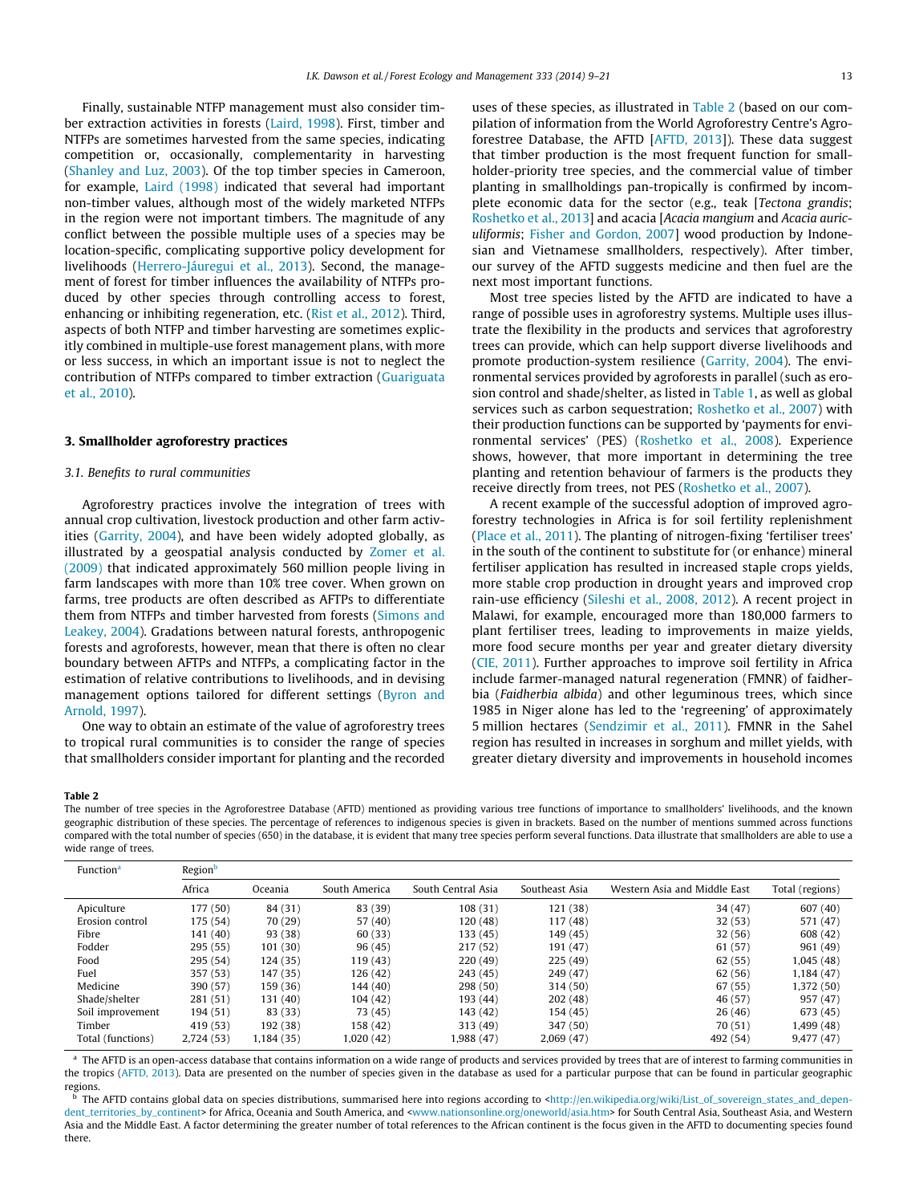Finally, sustainable NTFP management must also consider timber extraction activities in forests (Laird, 1998). First, timber and NTFPs are sometimes harvested from the same species, indicating competition or, occasionally, complementarity in harvesting (Shanley and Luz, 2003). Of the top timber species in Cameroon, for example, Laird (1998) indicated that several had important non-timber values, although most of the widely marketed NTFPs in the region were not important timbers. The magnitude of any conflict between the possible multiple uses of a species may be location-specific, complicating supportive policy development for livelihoods (Herrero-Jáuregui et al., 2013). Second, the management of forest for timber influences the availability of NTFPs produced by other species through controlling access to forest, enhancing or inhibiting regeneration, etc. (Rist et al., 2012). Third, aspects of both NTFP and timber harvesting are sometimes explicitly combined in multiple-use forest management plans, with more or less success, in which an important issue is not to neglect the contribution of NTFPs compared to timber extraction (Guariguata et al., 2010).

## 3. Smallholder agroforestry practices

### 3.1. Benefits to rural communities

Agroforestry practices involve the integration of trees with annual crop cultivation, livestock production and other farm activities (Garrity, 2004), and have been widely adopted globally, as illustrated by a geospatial analysis conducted by Zomer et al. (2009) that indicated approximately 560 million people living in farm landscapes with more than 10% tree cover. When grown on farms, tree products are often described as AFTPs to differentiate them from NTFPs and timber harvested from forests (Simons and Leakey, 2004). Gradations between natural forests, anthropogenic forests and agroforests, however, mean that there is often no clear boundary between AFTPs and NTFPs, a complicating factor in the estimation of relative contributions to livelihoods, and in devising management options tailored for different settings (Byron and Arnold, 1997).

One way to obtain an estimate of the value of agroforestry trees to tropical rural communities is to consider the range of species that smallholders consider important for planting and the recorded uses of these species, as illustrated in Table 2 (based on our compilation of information from the World Agroforestry Centre's Agroforestree Database, the AFTD [AFTD, 2013]). These data suggest that timber production is the most frequent function for smallholder-priority tree species, and the commercial value of timber planting in smallholdings pan-tropically is confirmed by incomplete economic data for the sector (e.g., teak [*Tectona grandis*; Roshetko et al., 2013] and acacia [*Acacia mangium* and *Acacia auriculiformis*; Fisher and Gordon, 2007] wood production by Indonesian and Vietnamese smallholders, respectively). After timber, our survey of the AFTD suggests medicine and then fuel are the next most important functions.

Most tree species listed by the AFTD are indicated to have a range of possible uses in agroforestry systems. Multiple uses illustrate the flexibility in the products and services that agroforestry trees can provide, which can help support diverse livelihoods and promote production-system resilience (Garrity, 2004). The environmental services provided by agroforests in parallel (such as erosion control and shade/shelter, as listed in Table 1, as well as global services such as carbon sequestration; Roshetko et al., 2007) with their production functions can be supported by 'payments for environmental services' (PES) (Roshetko et al., 2008). Experience shows, however, that more important in determining the tree planting and retention behaviour of farmers is the products they receive directly from trees, not PES (Roshetko et al., 2007).

A recent example of the successful adoption of improved agroforestry technologies in Africa is for soil fertility replenishment (Place et al., 2011). The planting of nitrogen-fixing 'fertiliser trees' in the south of the continent to substitute for (or enhance) mineral fertiliser application has resulted in increased staple crops yields, more stable crop production in drought years and improved crop rain-use efficiency (Sileshi et al., 2008, 2012). A recent project in Malawi, for example, encouraged more than 180,000 farmers to plant fertiliser trees, leading to improvements in maize yields, more food secure months per year and greater dietary diversity (CIE, 2011). Further approaches to improve soil fertility in Africa include farmer-managed natural regeneration (FMNR) of faidherbia (*Faidherbia albida*) and other leguminous trees, which since 1985 in Niger alone has led to the 'regreening' of approximately 5 million hectares (Sendzimir et al., 2011). FMNR in the Sahel region has resulted in increases in sorghum and millet yields, with greater dietary diversity and improvements in household incomes

**Table 2**
The number of tree species in the Agroforestree Database (AFTD) mentioned as providing various tree functions of importance to smallholders' livelihoods, and the known geographic distribution of these species. The percentage of references to indigenous species is given in brackets. Based on the number of mentions summed across functions compared with the total number of species (650) in the database, it is evident that many tree species perform several functions. Data illustrate that smallholders are able to use a wide range of trees.

| Function[a] | Region[b] | | | | | | |
|---|---|---|---|---|---|---|---|
| | Africa | Oceania | South America | South Central Asia | Southeast Asia | Western Asia and Middle East | Total (regions) |
| Apiculture | 177 (50) | 84 (31) | 83 (39) | 108 (31) | 121 (38) | 34 (47) | 607 (40) |
| Erosion control | 175 (54) | 70 (29) | 57 (40) | 120 (48) | 117 (48) | 32 (53) | 571 (47) |
| Fibre | 141 (40) | 93 (38) | 60 (33) | 133 (45) | 149 (45) | 32 (56) | 608 (42) |
| Fodder | 295 (55) | 101 (30) | 96 (45) | 217 (52) | 191 (47) | 61 (57) | 961 (49) |
| Food | 295 (54) | 124 (35) | 119 (43) | 220 (49) | 225 (49) | 62 (55) | 1,045 (48) |
| Fuel | 357 (53) | 147 (35) | 126 (42) | 243 (45) | 249 (47) | 62 (56) | 1,184 (47) |
| Medicine | 390 (57) | 159 (36) | 144 (40) | 298 (50) | 314 (50) | 67 (55) | 1,372 (50) |
| Shade/shelter | 281 (51) | 131 (40) | 104 (42) | 193 (44) | 202 (48) | 46 (57) | 957 (47) |
| Soil improvement | 194 (51) | 83 (33) | 73 (45) | 143 (42) | 154 (45) | 26 (46) | 673 (45) |
| Timber | 419 (53) | 192 (38) | 158 (42) | 313 (49) | 347 (50) | 70 (51) | 1,499 (48) |
| Total (functions) | 2,724 (53) | 1,184 (35) | 1,020 (42) | 1,988 (47) | 2,069 (47) | 492 (54) | 9,477 (47) |

[a] The AFTD is an open-access database that contains information on a wide range of products and services provided by trees that are of interest to farming communities in the tropics (AFTD, 2013). Data are presented on the number of species given in the database as used for a particular purpose that can be found in particular geographic regions.

[b] The AFTD contains global data on species distributions, summarised here into regions according to <http://en.wikipedia.org/wiki/List_of_sovereign_states_and_dependent_territories_by_continent> for Africa, Oceania and South America, and <www.nationsonline.org/oneworld/asia.htm> for South Central Asia, Southeast Asia, and Western Asia and the Middle East. A factor determining the greater number of total references to the African continent is the focus given in the AFTD to documenting species found there.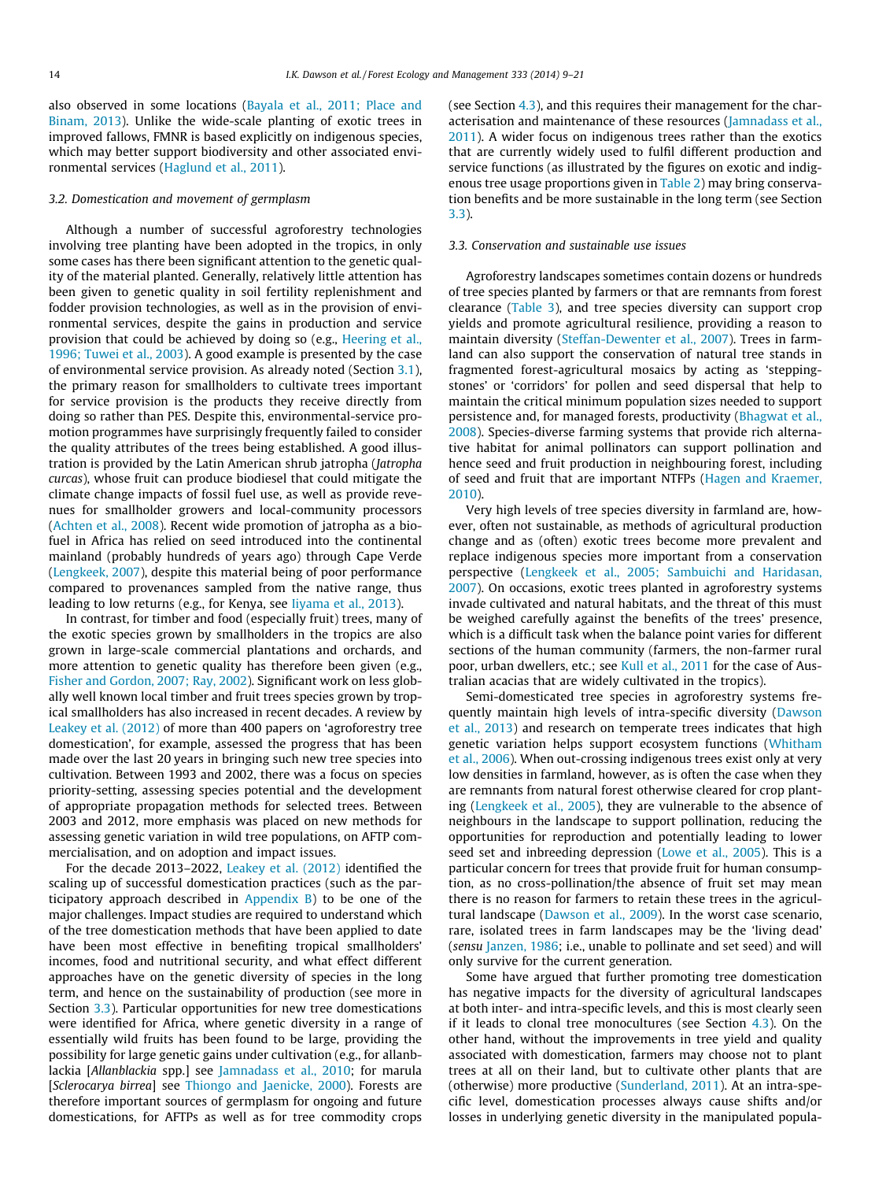also observed in some locations (Bayala et al., 2011; Place and Binam, 2013). Unlike the wide-scale planting of exotic trees in improved fallows, FMNR is based explicitly on indigenous species, which may better support biodiversity and other associated environmental services (Haglund et al., 2011).

### 3.2. Domestication and movement of germplasm

Although a number of successful agroforestry technologies involving tree planting have been adopted in the tropics, in only some cases has there been significant attention to the genetic quality of the material planted. Generally, relatively little attention has been given to genetic quality in soil fertility replenishment and fodder provision technologies, as well as in the provision of environmental services, despite the gains in production and service provision that could be achieved by doing so (e.g., Heering et al., 1996; Tuwei et al., 2003). A good example is presented by the case of environmental service provision. As already noted (Section 3.1), the primary reason for smallholders to cultivate trees important for service provision is the products they receive directly from doing so rather than PES. Despite this, environmental-service promotion programmes have surprisingly frequently failed to consider the quality attributes of the trees being established. A good illustration is provided by the Latin American shrub jatropha (*Jatropha curcas*), whose fruit can produce biodiesel that could mitigate the climate change impacts of fossil fuel use, as well as provide revenues for smallholder growers and local-community processors (Achten et al., 2008). Recent wide promotion of jatropha as a biofuel in Africa has relied on seed introduced into the continental mainland (probably hundreds of years ago) through Cape Verde (Lengkeek, 2007), despite this material being of poor performance compared to provenances sampled from the native range, thus leading to low returns (e.g., for Kenya, see Iiyama et al., 2013).

In contrast, for timber and food (especially fruit) trees, many of the exotic species grown by smallholders in the tropics are also grown in large-scale commercial plantations and orchards, and more attention to genetic quality has therefore been given (e.g., Fisher and Gordon, 2007; Ray, 2002). Significant work on less globally well known local timber and fruit trees species grown by tropical smallholders has also increased in recent decades. A review by Leakey et al. (2012) of more than 400 papers on 'agroforestry tree domestication', for example, assessed the progress that has been made over the last 20 years in bringing such new tree species into cultivation. Between 1993 and 2002, there was a focus on species priority-setting, assessing species potential and the development of appropriate propagation methods for selected trees. Between 2003 and 2012, more emphasis was placed on new methods for assessing genetic variation in wild tree populations, on AFTP commercialisation, and on adoption and impact issues.

For the decade 2013–2022, Leakey et al. (2012) identified the scaling up of successful domestication practices (such as the participatory approach described in Appendix B) to be one of the major challenges. Impact studies are required to understand which of the tree domestication methods that have been applied to date have been most effective in benefiting tropical smallholders' incomes, food and nutritional security, and what effect different approaches have on the genetic diversity of species in the long term, and hence on the sustainability of production (see more in Section 3.3). Particular opportunities for new tree domestications were identified for Africa, where genetic diversity in a range of essentially wild fruits has been found to be large, providing the possibility for large genetic gains under cultivation (e.g., for allanblackia [*Allanblackia* spp.] see Jamnadass et al., 2010; for marula [*Sclerocarya birrea*] see Thiongo and Jaenicke, 2000). Forests are therefore important sources of germplasm for ongoing and future domestications, for AFTPs as well as for tree commodity crops (see Section 4.3), and this requires their management for the characterisation and maintenance of these resources (Jamnadass et al., 2011). A wider focus on indigenous trees rather than the exotics that are currently widely used to fulfil different production and service functions (as illustrated by the figures on exotic and indigenous tree usage proportions given in Table 2) may bring conservation benefits and be more sustainable in the long term (see Section 3.3).

### 3.3. Conservation and sustainable use issues

Agroforestry landscapes sometimes contain dozens or hundreds of tree species planted by farmers or that are remnants from forest clearance (Table 3), and tree species diversity can support crop yields and promote agricultural resilience, providing a reason to maintain diversity (Steffan-Dewenter et al., 2007). Trees in farmland can also support the conservation of natural tree stands in fragmented forest-agricultural mosaics by acting as 'stepping-stones' or 'corridors' for pollen and seed dispersal that help to maintain the critical minimum population sizes needed to support persistence and, for managed forests, productivity (Bhagwat et al., 2008). Species-diverse farming systems that provide rich alternative habitat for animal pollinators can support pollination and hence seed and fruit production in neighbouring forest, including of seed and fruit that are important NTFPs (Hagen and Kraemer, 2010).

Very high levels of tree species diversity in farmland are, however, often not sustainable, as methods of agricultural production change and as (often) exotic trees become more prevalent and replace indigenous species more important from a conservation perspective (Lengkeek et al., 2005; Sambuichi and Haridasan, 2007). On occasions, exotic trees planted in agroforestry systems invade cultivated and natural habitats, and the threat of this must be weighed carefully against the benefits of the trees' presence, which is a difficult task when the balance point varies for different sections of the human community (farmers, the non-farmer rural poor, urban dwellers, etc.; see Kull et al., 2011 for the case of Australian acacias that are widely cultivated in the tropics).

Semi-domesticated tree species in agroforestry systems frequently maintain high levels of intra-specific diversity (Dawson et al., 2013) and research on temperate trees indicates that high genetic variation helps support ecosystem functions (Whitham et al., 2006). When out-crossing indigenous trees exist only at very low densities in farmland, however, as is often the case when they are remnants from natural forest otherwise cleared for crop planting (Lengkeek et al., 2005), they are vulnerable to the absence of neighbours in the landscape to support pollination, reducing the opportunities for reproduction and potentially leading to lower seed set and inbreeding depression (Lowe et al., 2005). This is a particular concern for trees that provide fruit for human consumption, as no cross-pollination/the absence of fruit set may mean there is no reason for farmers to retain these trees in the agricultural landscape (Dawson et al., 2009). In the worst case scenario, rare, isolated trees in farm landscapes may be the 'living dead' (*sensu* Janzen, 1986; i.e., unable to pollinate and set seed) and will only survive for the current generation.

Some have argued that further promoting tree domestication has negative impacts for the diversity of agricultural landscapes at both inter- and intra-specific levels, and this is most clearly seen if it leads to clonal tree monocultures (see Section 4.3). On the other hand, without the improvements in tree yield and quality associated with domestication, farmers may choose not to plant trees at all on their land, but to cultivate other plants that are (otherwise) more productive (Sunderland, 2011). At an intra-specific level, domestication processes always cause shifts and/or losses in underlying genetic diversity in the manipulated popula-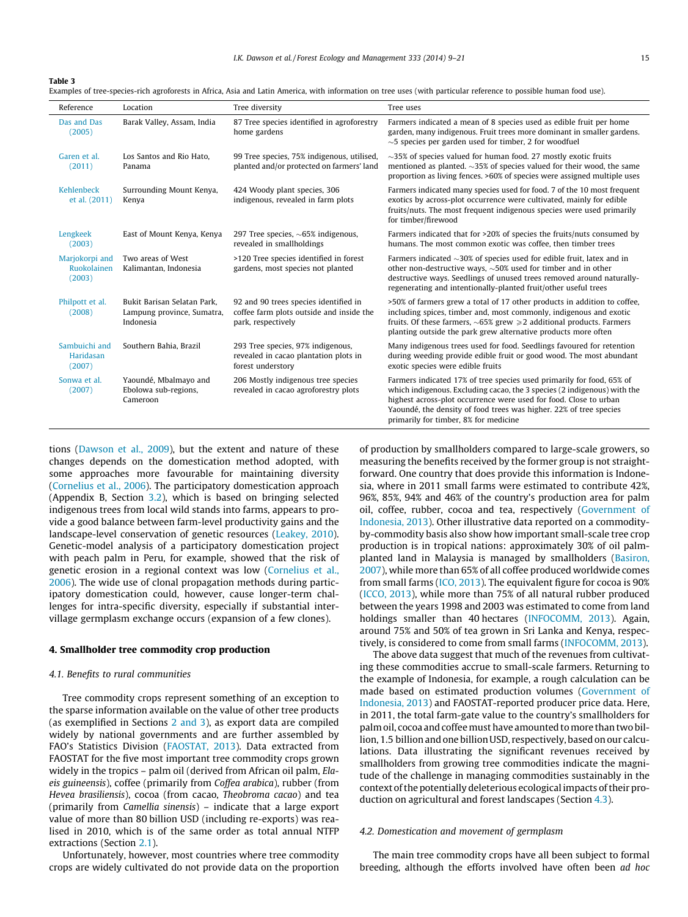**Table 3**
Examples of tree-species-rich agroforests in Africa, Asia and Latin America, with information on tree uses (with particular reference to possible human food use).

| Reference | Location | Tree diversity | Tree uses |
|---|---|---|---|
| Das and Das (2005) | Barak Valley, Assam, India | 87 Tree species identified in agroforestry home gardens | Farmers indicated a mean of 8 species used as edible fruit per home garden, many indigenous. Fruit trees more dominant in smaller gardens. ~5 species per garden used for timber, 2 for woodfuel |
| Garen et al. (2011) | Los Santos and Rio Hato, Panama | 99 Tree species, 75% indigenous, utilised, planted and/or protected on farmers' land | ~35% of species valued for human food. 27 mostly exotic fruits mentioned as planted. ~35% of species valued for their wood, the same proportion as living fences. >60% of species were assigned multiple uses |
| Kehlenbeck et al. (2011) | Surrounding Mount Kenya, Kenya | 424 Woody plant species, 306 indigenous, revealed in farm plots | Farmers indicated many species used for food. 7 of the 10 most frequent exotics by across-plot occurrence were cultivated, mainly for edible fruits/nuts. The most frequent indigenous species were used primarily for timber/firewood |
| Lengkeek (2003) | East of Mount Kenya, Kenya | 297 Tree species, ~65% indigenous, revealed in smallholdings | Farmers indicated that for >20% of species the fruits/nuts consumed by humans. The most common exotic was coffee, then timber trees |
| Marjokorpi and Ruokolainen (2003) | Two areas of West Kalimantan, Indonesia | >120 Tree species identified in forest gardens, most species not planted | Farmers indicated ~30% of species used for edible fruit, latex and in other non-destructive ways, ~50% used for timber and in other destructive ways. Seedlings of unused trees removed around naturally-regenerating and intentionally-planted fruit/other useful trees |
| Philpott et al. (2008) | Bukit Barisan Selatan Park, Lampung province, Sumatra, Indonesia | 92 and 90 trees species identified in coffee farm plots outside and inside the park, respectively | >50% of farmers grew a total of 17 other products in addition to coffee, including spices, timber and, most commonly, indigenous and exotic fruits. Of these farmers, ~65% grew ⩾2 additional products. Farmers planting outside the park grew alternative products more often |
| Sambuichi and Haridasan (2007) | Southern Bahia, Brazil | 293 Tree species, 97% indigenous, revealed in cacao plantation plots in forest understory | Many indigenous trees used for food. Seedlings favoured for retention during weeding provide edible fruit or good wood. The most abundant exotic species were edible fruits |
| Sonwa et al. (2007) | Yaoundé, Mbalmayo and Ebolowa sub-regions, Cameroon | 206 Mostly indigenous tree species revealed in cacao agroforestry plots | Farmers indicated 17% of tree species used primarily for food, 65% of which indigenous. Excluding cacao, the 3 species (2 indigenous) with the highest across-plot occurrence were used for food. Close to urban Yaoundé, the density of food trees was higher. 22% of tree species primarily for timber, 8% for medicine |

tions (Dawson et al., 2009), but the extent and nature of these changes depends on the domestication method adopted, with some approaches more favourable for maintaining diversity (Cornelius et al., 2006). The participatory domestication approach (Appendix B, Section 3.2), which is based on bringing selected indigenous trees from local wild stands into farms, appears to provide a good balance between farm-level productivity gains and the landscape-level conservation of genetic resources (Leakey, 2010). Genetic-model analysis of a participatory domestication project with peach palm in Peru, for example, showed that the risk of genetic erosion in a regional context was low (Cornelius et al., 2006). The wide use of clonal propagation methods during participatory domestication could, however, cause longer-term challenges for intra-specific diversity, especially if substantial inter-village germplasm exchange occurs (expansion of a few clones).

## 4. Smallholder tree commodity crop production

### 4.1. Benefits to rural communities

Tree commodity crops represent something of an exception to the sparse information available on the value of other tree products (as exemplified in Sections 2 and 3), as export data are compiled widely by national governments and are further assembled by FAO's Statistics Division (FAOSTAT, 2013). Data extracted from FAOSTAT for the five most important tree commodity crops grown widely in the tropics – palm oil (derived from African oil palm, *Elaeis guineensis*), coffee (primarily from *Coffea arabica*), rubber (from *Hevea brasiliensis*), cocoa (from cacao, *Theobroma cacao*) and tea (primarily from *Camellia sinensis*) – indicate that a large export value of more than 80 billion USD (including re-exports) was realised in 2010, which is of the same order as total annual NTFP extractions (Section 2.1).

Unfortunately, however, most countries where tree commodity crops are widely cultivated do not provide data on the proportion of production by smallholders compared to large-scale growers, so measuring the benefits received by the former group is not straightforward. One country that does provide this information is Indonesia, where in 2011 small farms were estimated to contribute 42%, 96%, 85%, 94% and 46% of the country's production area for palm oil, coffee, rubber, cocoa and tea, respectively (Government of Indonesia, 2013). Other illustrative data reported on a commodity-by-commodity basis also show how important small-scale tree crop production is in tropical nations: approximately 30% of oil palm-planted land in Malaysia is managed by smallholders (Basiron, 2007), while more than 65% of all coffee produced worldwide comes from small farms (ICO, 2013). The equivalent figure for cocoa is 90% (ICCO, 2013), while more than 75% of all natural rubber produced between the years 1998 and 2003 was estimated to come from land holdings smaller than 40 hectares (INFOCOMM, 2013). Again, around 75% and 50% of tea grown in Sri Lanka and Kenya, respectively, is considered to come from small farms (INFOCOMM, 2013).

The above data suggest that much of the revenues from cultivating these commodities accrue to small-scale farmers. Returning to the example of Indonesia, for example, a rough calculation can be made based on estimated production volumes (Government of Indonesia, 2013) and FAOSTAT-reported producer price data. Here, in 2011, the total farm-gate value to the country's smallholders for palm oil, cocoa and coffee must have amounted to more than two billion, 1.5 billion and one billion USD, respectively, based on our calculations. Data illustrating the significant revenues received by smallholders from growing tree commodities indicate the magnitude of the challenge in managing commodities sustainably in the context of the potentially deleterious ecological impacts of their production on agricultural and forest landscapes (Section 4.3).

### 4.2. Domestication and movement of germplasm

The main tree commodity crops have all been subject to formal breeding, although the efforts involved have often been *ad hoc*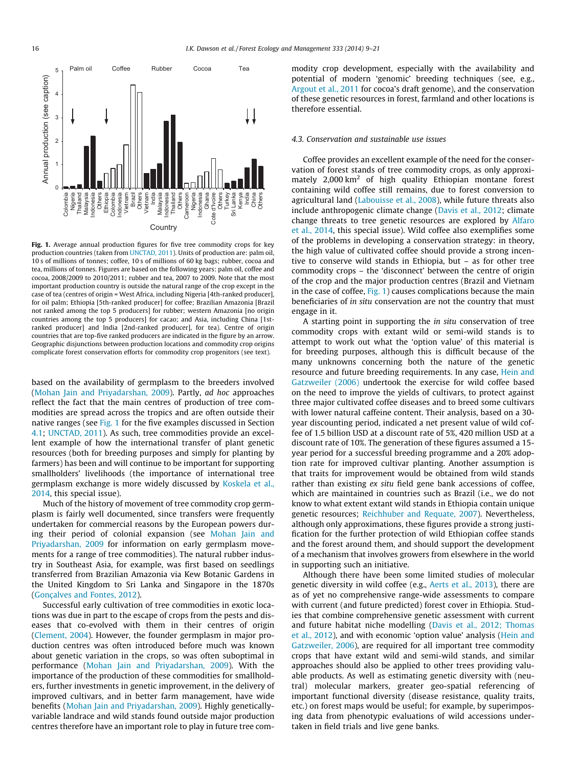**Fig. 1.** Average annual production figures for five tree commodity crops for key production countries (taken from UNCTAD, 2011). Units of production are: palm oil, 10 s of millions of tonnes; coffee, 10 s of millions of 60 kg bags; rubber, cocoa and tea, millions of tonnes. Figures are based on the following years: palm oil, coffee and cocoa, 2008/2009 to 2010/2011; rubber and tea, 2007 to 2009. Note that the most important production country is outside the natural range of the crop except in the case of tea (centres of origin = West Africa, including Nigeria [4th-ranked producer], for oil palm; Ethiopia [5th-ranked producer] for coffee; Brazilian Amazonia [Brazil not ranked among the top 5 producers] for rubber; western Amazonia [no origin countries among the top 5 producers] for cacao; and Asia, including China [1st-ranked producer] and India [2nd-ranked producer], for tea). Centre of origin countries that are top-five ranked producers are indicated in the figure by an arrow. Geographic disjunctions between production locations and commodity crop origins complicate forest conservation efforts for commodity crop progenitors (see text).

based on the availability of germplasm to the breeders involved (Mohan Jain and Priyadarshan, 2009). Partly, *ad hoc* approaches reflect the fact that the main centres of production of tree commodities are spread across the tropics and are often outside their native ranges (see Fig. 1 for the five examples discussed in Section 4.1; UNCTAD, 2011). As such, tree commodities provide an excellent example of how the international transfer of plant genetic resources (both for breeding purposes and simply for planting by farmers) has been and will continue to be important for supporting smallholders' livelihoods (the importance of international tree germplasm exchange is more widely discussed by Koskela et al., 2014, this special issue).

Much of the history of movement of tree commodity crop germplasm is fairly well documented, since transfers were frequently undertaken for commercial reasons by the European powers during their period of colonial expansion (see Mohan Jain and Priyadarshan, 2009 for information on early germplasm movements for a range of tree commodities). The natural rubber industry in Southeast Asia, for example, was first based on seedlings transferred from Brazilian Amazonia via Kew Botanic Gardens in the United Kingdom to Sri Lanka and Singapore in the 1870s (Gonçalves and Fontes, 2012).

Successful early cultivation of tree commodities in exotic locations was due in part to the escape of crops from the pests and diseases that co-evolved with them in their centres of origin (Clement, 2004). However, the founder germplasm in major production centres was often introduced before much was known about genetic variation in the crops, so was often suboptimal in performance (Mohan Jain and Priyadarshan, 2009). With the importance of the production of these commodities for smallholders, further investments in genetic improvement, in the delivery of improved cultivars, and in better farm management, have wide benefits (Mohan Jain and Priyadarshan, 2009). Highly genetically-variable landrace and wild stands found outside major production centres therefore have an important role to play in future tree commodity crop development, especially with the availability and potential of modern 'genomic' breeding techniques (see, e.g., Argout et al., 2011 for cocoa's draft genome), and the conservation of these genetic resources in forest, farmland and other locations is therefore essential.

### 4.3. Conservation and sustainable use issues

Coffee provides an excellent example of the need for the conservation of forest stands of tree commodity crops, as only approximately 2,000 km$^2$ of high quality Ethiopian montane forest containing wild coffee still remains, due to forest conversion to agricultural land (Labouisse et al., 2008), while future threats also include anthropogenic climate change (Davis et al., 2012; climate change threats to tree genetic resources are explored by Alfaro et al., 2014, this special issue). Wild coffee also exemplifies some of the problems in developing a conservation strategy: in theory, the high value of cultivated coffee should provide a strong incentive to conserve wild stands in Ethiopia, but – as for other tree commodity crops – the 'disconnect' between the centre of origin of the crop and the major production centres (Brazil and Vietnam in the case of coffee, Fig. 1) causes complications because the main beneficiaries of *in situ* conservation are not the country that must engage in it.

A starting point in supporting the *in situ* conservation of tree commodity crops with extant wild or semi-wild stands is to attempt to work out what the 'option value' of this material is for breeding purposes, although this is difficult because of the many unknowns concerning both the nature of the genetic resource and future breeding requirements. In any case, Hein and Gatzweiler (2006) undertook the exercise for wild coffee based on the need to improve the yields of cultivars, to protect against three major cultivated coffee diseases and to breed some cultivars with lower natural caffeine content. Their analysis, based on a 30-year discounting period, indicated a net present value of wild coffee of 1.5 billion USD at a discount rate of 5%, 420 million USD at a discount rate of 10%. The generation of these figures assumed a 15-year period for a successful breeding programme and a 20% adoption rate for improved cultivar planting. Another assumption is that traits for improvement would be obtained from wild stands rather than existing *ex situ* field gene bank accessions of coffee, which are maintained in countries such as Brazil (i.e., we do not know to what extent extant wild stands in Ethiopia contain unique genetic resources; Reichhuber and Requate, 2007). Nevertheless, although only approximations, these figures provide a strong justification for the further protection of wild Ethiopian coffee stands and the forest around them, and should support the development of a mechanism that involves growers from elsewhere in the world in supporting such an initiative.

Although there have been some limited studies of molecular genetic diversity in wild coffee (e.g., Aerts et al., 2013), there are as of yet no comprehensive range-wide assessments to compare with current (and future predicted) forest cover in Ethiopia. Studies that combine comprehensive genetic assessment with current and future habitat niche modelling (Davis et al., 2012; Thomas et al., 2012), and with economic 'option value' analysis (Hein and Gatzweiler, 2006), are required for all important tree commodity crops that have extant wild and semi-wild stands, and similar approaches should also be applied to other trees providing valuable products. As well as estimating genetic diversity with (neutral) molecular markers, greater geo-spatial referencing of important functional diversity (disease resistance, quality traits, etc.) on forest maps would be useful; for example, by superimposing data from phenotypic evaluations of wild accessions undertaken in field trials and live gene banks.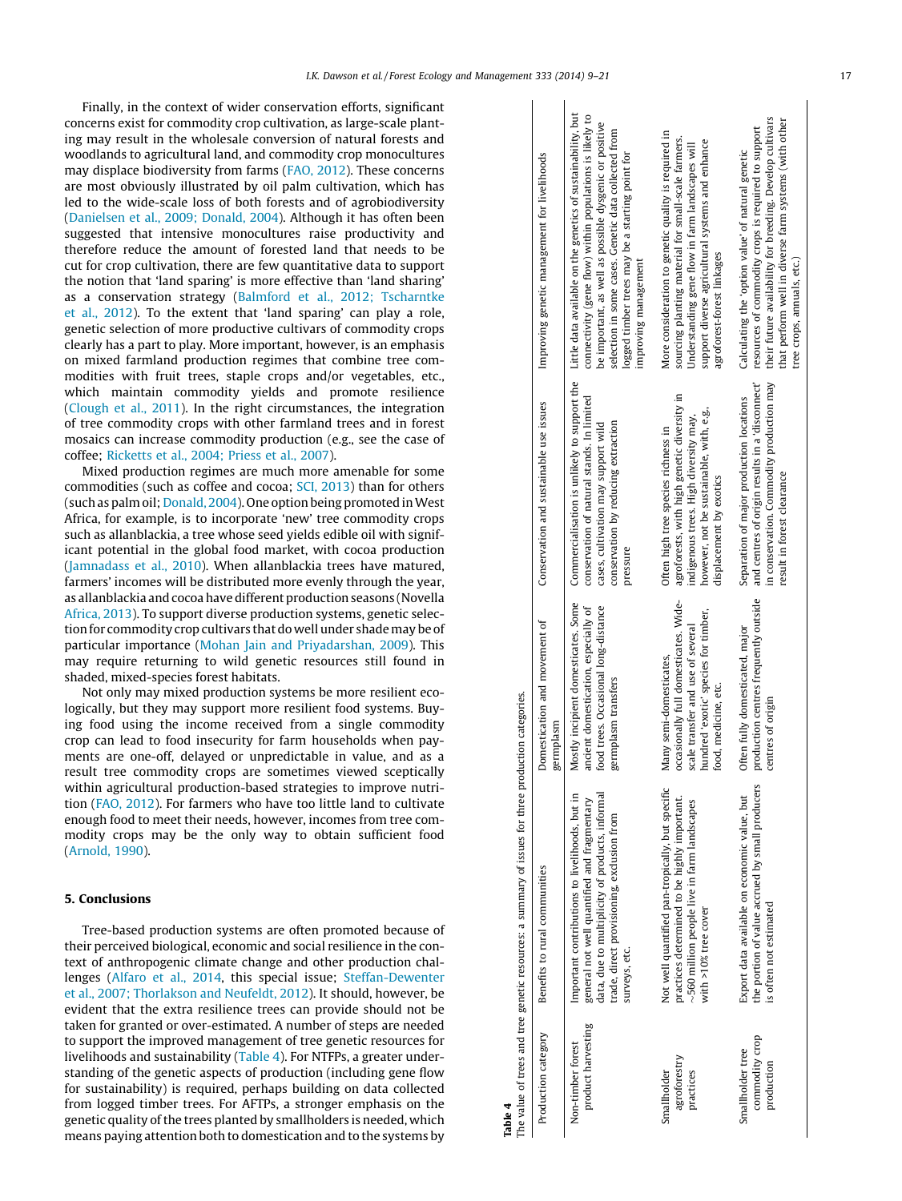Finally, in the context of wider conservation efforts, significant concerns exist for commodity crop cultivation, as large-scale planting may result in the wholesale conversion of natural forests and woodlands to agricultural land, and commodity crop monocultures may displace biodiversity from farms (FAO, 2012). These concerns are most obviously illustrated by oil palm cultivation, which has led to the wide-scale loss of both forests and of agrobiodiversity (Danielsen et al., 2009; Donald, 2004). Although it has often been suggested that intensive monocultures raise productivity and therefore reduce the amount of forested land that needs to be cut for crop cultivation, there are few quantitative data to support the notion that 'land sparing' is more effective than 'land sharing' as a conservation strategy (Balmford et al., 2012; Tscharntke et al., 2012). To the extent that 'land sparing' can play a role, genetic selection of more productive cultivars of commodity crops clearly has a part to play. More important, however, is an emphasis on mixed farmland production regimes that combine tree commodities with fruit trees, staple crops and/or vegetables, etc., which maintain commodity yields and promote resilience (Clough et al., 2011). In the right circumstances, the integration of tree commodity crops with other farmland trees and in forest mosaics can increase commodity production (e.g., see the case of coffee; Ricketts et al., 2004; Priess et al., 2007).

Mixed production regimes are much more amenable for some commodities (such as coffee and cocoa; SCI, 2013) than for others (such as palm oil; Donald, 2004). One option being promoted in West Africa, for example, is to incorporate 'new' tree commodity crops such as allanblackia, a tree whose seed yields edible oil with significant potential in the global food market, with cocoa production (Jamnadass et al., 2010). When allanblackia trees have matured, farmers' incomes will be distributed more evenly through the year, as allanblackia and cocoa have different production seasons (Novella Africa, 2013). To support diverse production systems, genetic selection for commodity crop cultivars that do well under shade may be of particular importance (Mohan Jain and Priyadarshan, 2009). This may require returning to wild genetic resources still found in shaded, mixed-species forest habitats.

Not only may mixed production systems be more resilient ecologically, but they may support more resilient food systems. Buying food using the income received from a single commodity crop can lead to food insecurity for farm households when payments are one-off, delayed or unpredictable in value, and as a result tree commodity crops are sometimes viewed sceptically within agricultural production-based strategies to improve nutrition (FAO, 2012). For farmers who have too little land to cultivate enough food to meet their needs, however, incomes from tree commodity crops may be the only way to obtain sufficient food (Arnold, 1990).

## 5. Conclusions

Tree-based production systems are often promoted because of their perceived biological, economic and social resilience in the context of anthropogenic climate change and other production challenges (Alfaro et al., 2014, this special issue; Steffan-Dewenter et al., 2007; Thorlakson and Neufeldt, 2012). It should, however, be evident that the extra resilience trees can provide should not be taken for granted or over-estimated. A number of steps are needed to support the improved management of tree genetic resources for livelihoods and sustainability (Table 4). For NTFPs, a greater understanding of the genetic aspects of production (including gene flow for sustainability) is required, perhaps building on data collected from logged timber trees. For AFTPs, a stronger emphasis on the genetic quality of the trees planted by smallholders is needed, which means paying attention both to domestication and to the systems by

**Table 4**
The value of trees and tree genetic resources: a summary of issues for three production categories.

| Production category | Benefits to rural communities | Domestication and movement of germplasm | Conservation and sustainable use issues | Improving genetic management for livelihoods |
|---|---|---|---|---|
| Non-timber forest product harvesting | Important contributions to livelihoods, but in general not well quantified and fragmentary data, due to multiplicity of products, informal trade, direct provisioning, exclusion from surveys, etc. | Mostly incipient domesticates. Some ancient domestication, especially of food trees. Occasional long-distance germplasm transfers | Commercialisation is unlikely to support the conservation of natural stands. In limited cases, cultivation may support wild conservation by reducing extraction pressure | Little data available on the genetics of sustainability, but connectivity (gene flow) within populations is likely to be important, as well as possible dysgenic or positive selection in some cases. Genetic data collected from logged timber trees may be a starting point for improving management |
| Smallholder agroforestry practices | Not well quantified pan-tropically, but specific practices determined to be highly important. ~560 million people live in farm landscapes with >10% tree cover | Many semi-domesticates, occasionally full domesticates. Wide-scale transfer and use of several hundred 'exotic' species for timber, food, medicine, etc. | Often high tree species richness in agroforests, with high genetic diversity in indigenous trees. High diversity may, however, not be sustainable, with, e.g., displacement by exotics | More consideration to genetic quality is required in sourcing planting material for small-scale farmers. Understanding gene flow in farm landscapes will support diverse agricultural systems and enhance agroforest-forest linkages |
| Smallholder tree commodity crop production | Export data available on economic value, but the portion of value accrued by small producers is often not estimated | Often fully domesticated, major production centres frequently outside centres of origin | Separation of major production locations and centres of origin results in a 'disconnect' in conservation. Commodity production may result in forest clearance | Calculating the 'option value' of natural genetic resources of commodity crops is required to support their future availability for breeding. Develop cultivars that perform well in diverse farm systems (with other tree crops, annuals, etc.) |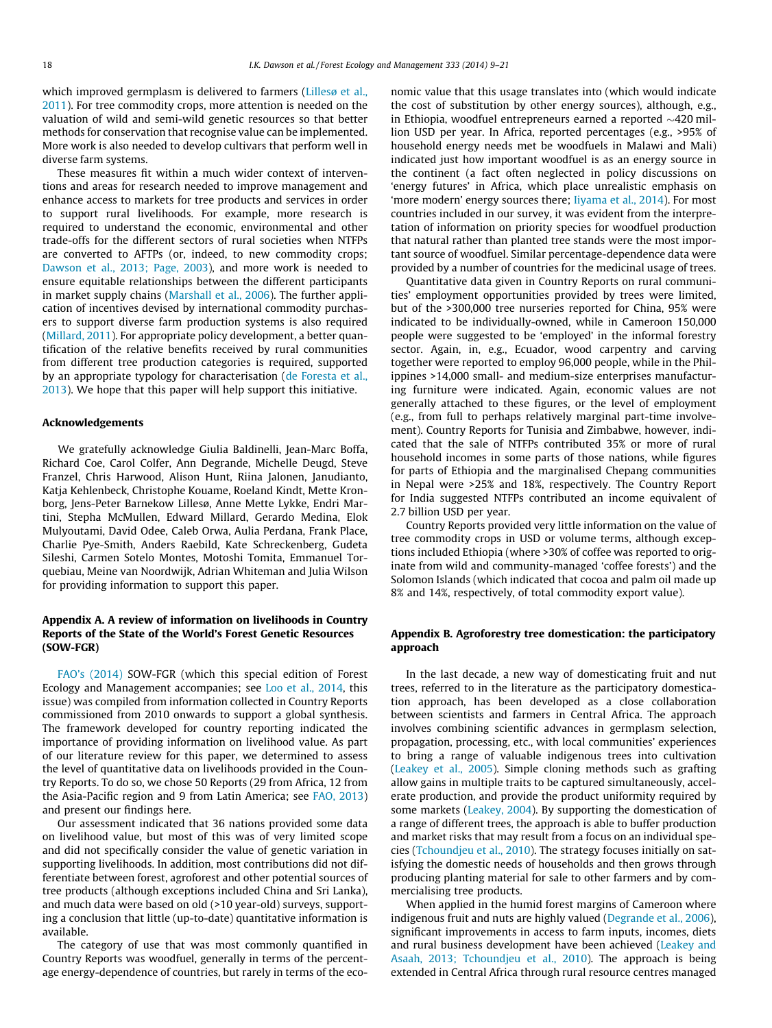which improved germplasm is delivered to farmers (Lillesø et al., 2011). For tree commodity crops, more attention is needed on the valuation of wild and semi-wild genetic resources so that better methods for conservation that recognise value can be implemented. More work is also needed to develop cultivars that perform well in diverse farm systems.

These measures fit within a much wider context of interventions and areas for research needed to improve management and enhance access to markets for tree products and services in order to support rural livelihoods. For example, more research is required to understand the economic, environmental and other trade-offs for the different sectors of rural societies when NTFPs are converted to AFTPs (or, indeed, to new commodity crops; Dawson et al., 2013; Page, 2003), and more work is needed to ensure equitable relationships between the different participants in market supply chains (Marshall et al., 2006). The further application of incentives devised by international commodity purchasers to support diverse farm production systems is also required (Millard, 2011). For appropriate policy development, a better quantification of the relative benefits received by rural communities from different tree production categories is required, supported by an appropriate typology for characterisation (de Foresta et al., 2013). We hope that this paper will help support this initiative.

## Acknowledgements

We gratefully acknowledge Giulia Baldinelli, Jean-Marc Boffa, Richard Coe, Carol Colfer, Ann Degrande, Michelle Deugd, Steve Franzel, Chris Harwood, Alison Hunt, Riina Jalonen, Janudianto, Katja Kehlenbeck, Christophe Kouame, Roeland Kindt, Mette Kronborg, Jens-Peter Barnekow Lillesø, Anne Mette Lykke, Endri Martini, Stepha McMullen, Edward Millard, Gerardo Medina, Elok Mulyoutami, David Odee, Caleb Orwa, Aulia Perdana, Frank Place, Charlie Pye-Smith, Anders Raebild, Kate Schreckenberg, Gudeta Sileshi, Carmen Sotelo Montes, Motoshi Tomita, Emmanuel Torquebiau, Meine van Noordwijk, Adrian Whiteman and Julia Wilson for providing information to support this paper.

## Appendix A. A review of information on livelihoods in Country Reports of the State of the World's Forest Genetic Resources (SOW-FGR)

FAO's (2014) SOW-FGR (which this special edition of Forest Ecology and Management accompanies; see Loo et al., 2014, this issue) was compiled from information collected in Country Reports commissioned from 2010 onwards to support a global synthesis. The framework developed for country reporting indicated the importance of providing information on livelihood value. As part of our literature review for this paper, we determined to assess the level of quantitative data on livelihoods provided in the Country Reports. To do so, we chose 50 Reports (29 from Africa, 12 from the Asia-Pacific region and 9 from Latin America; see FAO, 2013) and present our findings here.

Our assessment indicated that 36 nations provided some data on livelihood value, but most of this was of very limited scope and did not specifically consider the value of genetic variation in supporting livelihoods. In addition, most contributions did not differentiate between forest, agroforest and other potential sources of tree products (although exceptions included China and Sri Lanka), and much data were based on old (>10 year-old) surveys, supporting a conclusion that little (up-to-date) quantitative information is available.

The category of use that was most commonly quantified in Country Reports was woodfuel, generally in terms of the percentage energy-dependence of countries, but rarely in terms of the economic value that this usage translates into (which would indicate the cost of substitution by other energy sources), although, e.g., in Ethiopia, woodfuel entrepreneurs earned a reported ~420 million USD per year. In Africa, reported percentages (e.g., >95% of household energy needs met be woodfuels in Malawi and Mali) indicated just how important woodfuel is as an energy source in the continent (a fact often neglected in policy discussions on 'energy futures' in Africa, which place unrealistic emphasis on 'more modern' energy sources there; Iiyama et al., 2014). For most countries included in our survey, it was evident from the interpretation of information on priority species for woodfuel production that natural rather than planted tree stands were the most important source of woodfuel. Similar percentage-dependence data were provided by a number of countries for the medicinal usage of trees.

Quantitative data given in Country Reports on rural communities' employment opportunities provided by trees were limited, but of the >300,000 tree nurseries reported for China, 95% were indicated to be individually-owned, while in Cameroon 150,000 people were suggested to be 'employed' in the informal forestry sector. Again, in, e.g., Ecuador, wood carpentry and carving together were reported to employ 96,000 people, while in the Philippines >14,000 small- and medium-size enterprises manufacturing furniture were indicated. Again, economic values are not generally attached to these figures, or the level of employment (e.g., from full to perhaps relatively marginal part-time involvement). Country Reports for Tunisia and Zimbabwe, however, indicated that the sale of NTFPs contributed 35% or more of rural household incomes in some parts of those nations, while figures for parts of Ethiopia and the marginalised Chepang communities in Nepal were >25% and 18%, respectively. The Country Report for India suggested NTFPs contributed an income equivalent of 2.7 billion USD per year.

Country Reports provided very little information on the value of tree commodity crops in USD or volume terms, although exceptions included Ethiopia (where >30% of coffee was reported to originate from wild and community-managed 'coffee forests') and the Solomon Islands (which indicated that cocoa and palm oil made up 8% and 14%, respectively, of total commodity export value).

## Appendix B. Agroforestry tree domestication: the participatory approach

In the last decade, a new way of domesticating fruit and nut trees, referred to in the literature as the participatory domestication approach, has been developed as a close collaboration between scientists and farmers in Central Africa. The approach involves combining scientific advances in germplasm selection, propagation, processing, etc., with local communities' experiences to bring a range of valuable indigenous trees into cultivation (Leakey et al., 2005). Simple cloning methods such as grafting allow gains in multiple traits to be captured simultaneously, accelerate production, and provide the product uniformity required by some markets (Leakey, 2004). By supporting the domestication of a range of different trees, the approach is able to buffer production and market risks that may result from a focus on an individual species (Tchoundjeu et al., 2010). The strategy focuses initially on satisfying the domestic needs of households and then grows through producing planting material for sale to other farmers and by commercialising tree products.

When applied in the humid forest margins of Cameroon where indigenous fruit and nuts are highly valued (Degrande et al., 2006), significant improvements in access to farm inputs, incomes, diets and rural business development have been achieved (Leakey and Asaah, 2013; Tchoundjeu et al., 2010). The approach is being extended in Central Africa through rural resource centres managed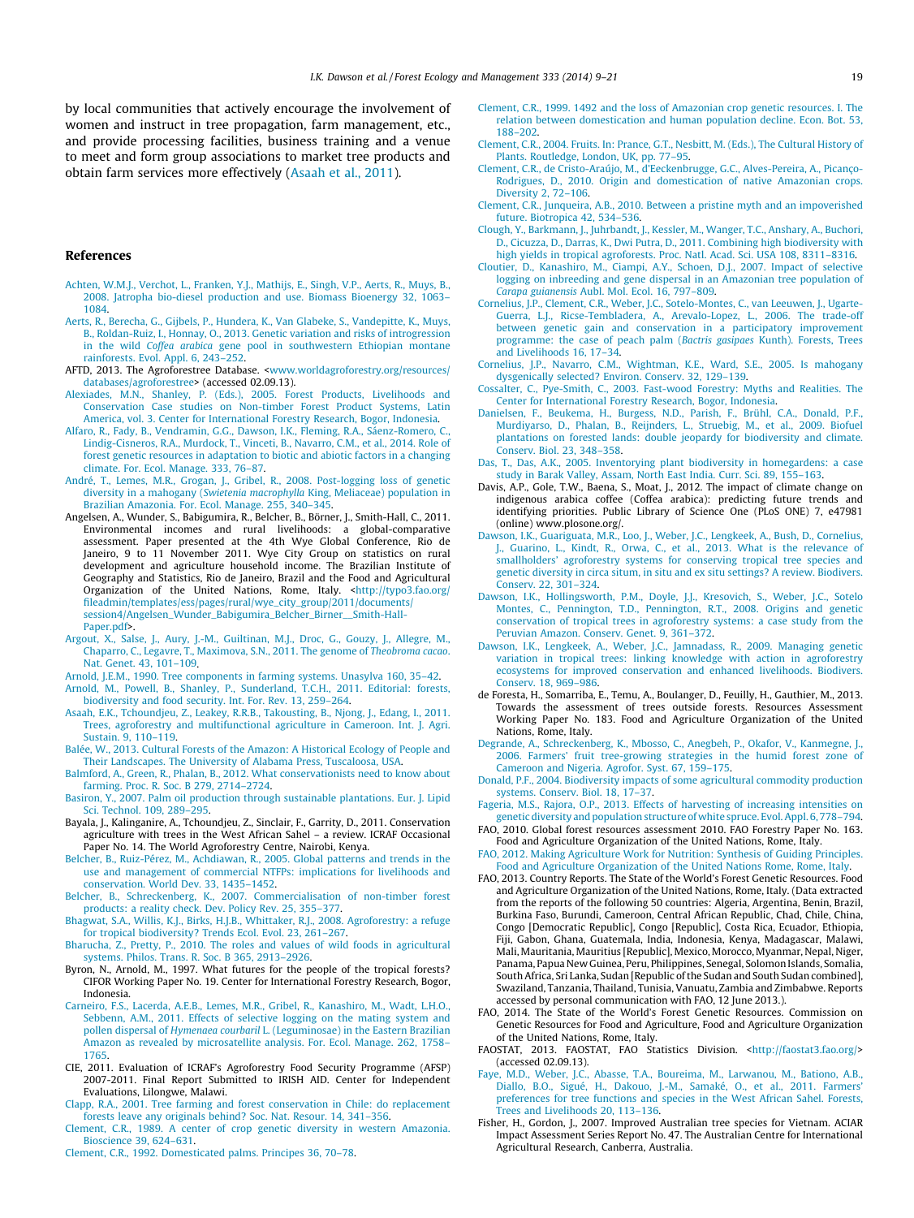by local communities that actively encourage the involvement of women and instruct in tree propagation, farm management, etc., and provide processing facilities, business training and a venue to meet and form group associations to market tree products and obtain farm services more effectively (Asaah et al., 2011).

## References

Achten, W.M.J., Verchot, L., Franken, Y.J., Mathijs, E., Singh, V.P., Aerts, R., Muys, B., 2008. Jatropha bio-diesel production and use. Biomass Bioenergy 32, 1063–1084.

Aerts, R., Berecha, G., Gijbels, P., Hundera, K., Van Glabeke, S., Vandepitte, K., Muys, B., Roldan-Ruiz, I., Honnay, O., 2013. Genetic variation and risks of introgression in the wild *Coffea arabica* gene pool in southwestern Ethiopian montane rainforests. Evol. Appl. 6, 243–252.

AFTD, 2013. The Agroforestree Database. <www.worldagroforestry.org/resources/databases/agroforestree> (accessed 02.09.13).

Alexiades, M.N., Shanley, P. (Eds.), 2005. Forest Products, Livelihoods and Conservation Case studies on Non-timber Forest Product Systems, Latin America, vol. 3. Center for International Forestry Research, Bogor, Indonesia.

Alfaro, R., Fady, B., Vendramin, G.G., Dawson, I.K., Fleming, R.A., Sáenz-Romero, C., Lindig-Cisneros, R.A., Murdock, T., Vinceti, B., Navarro, C.M., et al., 2014. Role of forest genetic resources in adaptation to biotic and abiotic factors in a changing climate. For. Ecol. Manage. 333, 76–87.

André, T., Lemes, M.R., Grogan, J., Gribel, R., 2008. Post-logging loss of genetic diversity in a mahogany (*Swietenia macrophylla* King, Meliaceae) population in Brazilian Amazonia. For. Ecol. Manage. 255, 340–345.

Angelsen, A., Wunder, S., Babigumira, R., Belcher, B., Börner, J., Smith-Hall, C., 2011. Environmental incomes and rural livelihoods: a global-comparative assessment. Paper presented at the 4th Wye Global Conference, Rio de Janeiro, 9 to 11 November 2011. Wye City Group on statistics on rural development and agriculture household income. The Brazilian Institute of Geography and Statistics, Rio de Janeiro, Brazil and the Food and Agricultural Organization of the United Nations, Rome, Italy. <http://typo3.fao.org/fileadmin/templates/ess/pages/rural/wye_city_group/2011/documents/session4/Angelsen_Wunder_Babigumira_Belcher_Birner__Smith-Hall-Paper.pdf>.

Argout, X., Salse, J., Aury, J.-M., Guiltinan, M.J., Droc, G., Gouzy, J., Allegre, M., Chaparro, C., Legavre, T., Maximova, S.N., 2011. The genome of *Theobroma cacao*. Nat. Genet. 43, 101–109.

Arnold, J.E.M., 1990. Tree components in farming systems. Unasylva 160, 35–42.

Arnold, M., Powell, B., Shanley, P., Sunderland, T.C.H., 2011. Editorial: forests, biodiversity and food security. Int. For. Rev. 13, 259–264.

Asaah, E.K., Tchoundjeu, Z., Leakey, R.R.B., Takousting, B., Njong, J., Edang, I., 2011. Trees, agroforestry and multifunctional agriculture in Cameroon. Int. J. Agri. Sustain. 9, 110–119.

Balée, W., 2013. Cultural Forests of the Amazon: A Historical Ecology of People and Their Landscapes. The University of Alabama Press, Tuscaloosa, USA.

Balmford, A., Green, R., Phalan, B., 2012. What conservationists need to know about farming. Proc. R. Soc. B 279, 2714–2724.

Basiron, Y., 2007. Palm oil production through sustainable plantations. Eur. J. Lipid Sci. Technol. 109, 289–295.

Bayala, J., Kalinganire, A., Tchoundjeu, Z., Sinclair, F., Garrity, D., 2011. Conservation agriculture with trees in the West African Sahel – a review. ICRAF Occasional Paper No. 14. The World Agroforestry Centre, Nairobi, Kenya.

Belcher, B., Ruiz-Pérez, M., Achdiawan, R., 2005. Global patterns and trends in the use and management of commercial NTFPs: implications for livelihoods and conservation. World Dev. 33, 1435–1452.

Belcher, B., Schreckenberg, K., 2007. Commercialisation of non-timber forest products: a reality check. Dev. Policy Rev. 25, 355–377.

Bhagwat, S.A., Willis, K.J., Birks, H.J.B., Whittaker, R.J., 2008. Agroforestry: a refuge for tropical biodiversity? Trends Ecol. Evol. 23, 261–267.

Bharucha, Z., Pretty, P., 2010. The roles and values of wild foods in agricultural systems. Philos. Trans. R. Soc. B 365, 2913–2926.

Byron, N., Arnold, M., 1997. What futures for the people of the tropical forests? CIFOR Working Paper No. 19. Center for International Forestry Research, Bogor, Indonesia.

Carneiro, F.S., Lacerda, A.E.B., Lemes, M.R., Gribel, R., Kanashiro, M., Wadt, L.H.O., Sebbenn, A.M., 2011. Effects of selective logging on the mating system and pollen dispersal of *Hymenaea courbaril* L. (Leguminosae) in the Eastern Brazilian Amazon as revealed by microsatellite analysis. For. Ecol. Manage. 262, 1758–1765.

CIE, 2011. Evaluation of ICRAF's Agroforestry Food Security Programme (AFSP) 2007-2011. Final Report Submitted to IRISH AID. Center for Independent Evaluations, Lilongwe, Malawi.

Clapp, R.A., 2001. Tree farming and forest conservation in Chile: do replacement forests leave any originals behind? Soc. Nat. Resour. 14, 341–356.

Clement, C.R., 1989. A center of crop genetic diversity in western Amazonia. Bioscience 39, 624–631.

Clement, C.R., 1992. Domesticated palms. Principes 36, 70–78.

Clement, C.R., 1999. 1492 and the loss of Amazonian crop genetic resources. I. The relation between domestication and human population decline. Econ. Bot. 53, 188–202.

Clement, C.R., 2004. Fruits. In: Prance, G.T., Nesbitt, M. (Eds.), The Cultural History of Plants. Routledge, London, UK, pp. 77–95.

Clement, C.R., de Cristo-Araújo, M., d'Eeckenbrugge, G.C., Alves-Pereira, A., Picanço-Rodrigues, D., 2010. Origin and domestication of native Amazonian crops. Diversity 2, 72–106.

Clement, C.R., Junqueira, A.B., 2010. Between a pristine myth and an impoverished future. Biotropica 42, 534–536.

Clough, Y., Barkmann, J., Juhrbandt, J., Kessler, M., Wanger, T.C., Anshary, A., Buchori, D., Cicuzza, D., Darras, K., Dwi Putra, D., 2011. Combining high biodiversity with high yields in tropical agroforests. Proc. Natl. Acad. Sci. USA 108, 8311–8316.

Cloutier, D., Kanashiro, M., Ciampi, A.Y., Schoen, D.J., 2007. Impact of selective logging on inbreeding and gene dispersal in an Amazonian tree population of *Carapa guianensis* Aubl. Mol. Ecol. 16, 797–809.

Cornelius, J.P., Clement, C.R., Weber, J.C., Sotelo-Montes, C., van Leeuwen, J., Ugarte-Guerra, L.J., Ricse-Tembladera, A., Arevalo-Lopez, L., 2006. The trade-off between genetic gain and conservation in a participatory improvement programme: the case of peach palm (*Bactris gasipaes* Kunth). Forests, Trees and Livelihoods 16, 17–34.

Cornelius, J.P., Navarro, C.M., Wightman, K.E., Ward, S.E., 2005. Is mahogany dysgenically selected? Environ. Conserv. 32, 129–139.

Cossalter, C., Pye-Smith, C., 2003. Fast-wood Forestry: Myths and Realities. The Center for International Forestry Research, Bogor, Indonesia.

Danielsen, F., Beukema, H., Burgess, N.D., Parish, F., Brühl, C.A., Donald, P.F., Murdiyarso, D., Phalan, B., Reijnders, L., Struebig, M., et al., 2009. Biofuel plantations on forested lands: double jeopardy for biodiversity and climate. Conserv. Biol. 23, 348–358.

Das, T., Das, A.K., 2005. Inventorying plant biodiversity in homegardens: a case study in Barak Valley, Assam, North East India. Curr. Sci. 89, 155–163.

Davis, A.P., Gole, T.W., Baena, S., Moat, J., 2012. The impact of climate change on indigenous arabica coffee (Coffea arabica): predicting future trends and identifying priorities. Public Library of Science One (PLoS ONE) 7, e47981 (online) www.plosone.org/.

Dawson, I.K., Guariguata, M.R., Loo, J., Weber, J.C., Lengkeek, A., Bush, D., Cornelius, J., Guarino, L., Kindt, R., Orwa, C., et al., 2013. What is the relevance of smallholders' agroforestry systems for conserving tropical tree species and genetic diversity in circa situm, in situ and ex situ settings? A review. Biodivers. Conserv. 22, 301–324.

Dawson, I.K., Hollingsworth, P.M., Doyle, J.J., Kresovich, S., Weber, J.C., Sotelo Montes, C., Pennington, T.D., Pennington, R.T., 2008. Origins and genetic conservation of tropical trees in agroforestry systems: a case study from the Peruvian Amazon. Conserv. Genet. 9, 361–372.

Dawson, I.K., Lengkeek, A., Weber, J.C., Jamnadass, R., 2009. Managing genetic variation in tropical trees: linking knowledge with action in agroforestry ecosystems for improved conservation and enhanced livelihoods. Biodivers. Conserv. 18, 969–986.

de Foresta, H., Somarriba, E., Temu, A., Boulanger, D., Feuilly, H., Gauthier, M., 2013. Towards the assessment of trees outside forests. Resources Assessment Working Paper No. 183. Food and Agriculture Organization of the United Nations, Rome, Italy.

Degrande, A., Schreckenberg, K., Mbosso, C., Anegbeh, P., Okafor, V., Kanmegne, J., 2006. Farmers' fruit tree-growing strategies in the humid forest zone of Cameroon and Nigeria. Agrofor. Syst. 67, 159–175.

Donald, P.F., 2004. Biodiversity impacts of some agricultural commodity production systems. Conserv. Biol. 18, 17–37.

Fageria, M.S., Rajora, O.P., 2013. Effects of harvesting of increasing intensities on genetic diversity and population structure of white spruce. Evol. Appl. 6, 778–794.

FAO, 2010. Global forest resources assessment 2010. FAO Forestry Paper No. 163. Food and Agriculture Organization of the United Nations, Rome, Italy.

FAO, 2012. Making Agriculture Work for Nutrition: Synthesis of Guiding Principles. Food and Agriculture Organization of the United Nations Rome, Rome, Italy.

FAO, 2013. Country Reports. The State of the World's Forest Genetic Resources. Food and Agriculture Organization of the United Nations, Rome, Italy. (Data extracted from the reports of the following 50 countries: Algeria, Argentina, Benin, Brazil, Burkina Faso, Burundi, Cameroon, Central African Republic, Chad, Chile, China, Congo [Democratic Republic], Congo [Republic], Costa Rica, Ecuador, Ethiopia, Fiji, Gabon, Ghana, Guatemala, India, Indonesia, Kenya, Madagascar, Malawi, Mali, Mauritania, Mauritius [Republic], Mexico, Morocco, Myanmar, Nepal, Niger, Panama, Papua New Guinea, Peru, Philippines, Senegal, Solomon Islands, Somalia, South Africa, Sri Lanka, Sudan [Republic of the Sudan and South Sudan combined], Swaziland, Tanzania, Thailand, Tunisia, Vanuatu, Zambia and Zimbabwe. Reports accessed by personal communication with FAO, 12 June 2013.).

FAO, 2014. The State of the World's Forest Genetic Resources. Commission on Genetic Resources for Food and Agriculture, Food and Agriculture Organization of the United Nations, Rome, Italy.

FAOSTAT, 2013. FAOSTAT, FAO Statistics Division. <http://faostat3.fao.org/> (accessed 02.09.13).

Faye, M.D., Weber, J.C., Abasse, T.A., Boureima, M., Larwanou, M., Bationo, A.B., Diallo, B.O., Sigué, H., Dakouo, J.-M., Samaké, O., et al., 2011. Farmers' preferences for tree functions and species in the West African Sahel. Forests, Trees and Livelihoods 20, 113–136.

Fisher, H., Gordon, J., 2007. Improved Australian tree species for Vietnam. ACIAR Impact Assessment Series Report No. 47. The Australian Centre for International Agricultural Research, Canberra, Australia.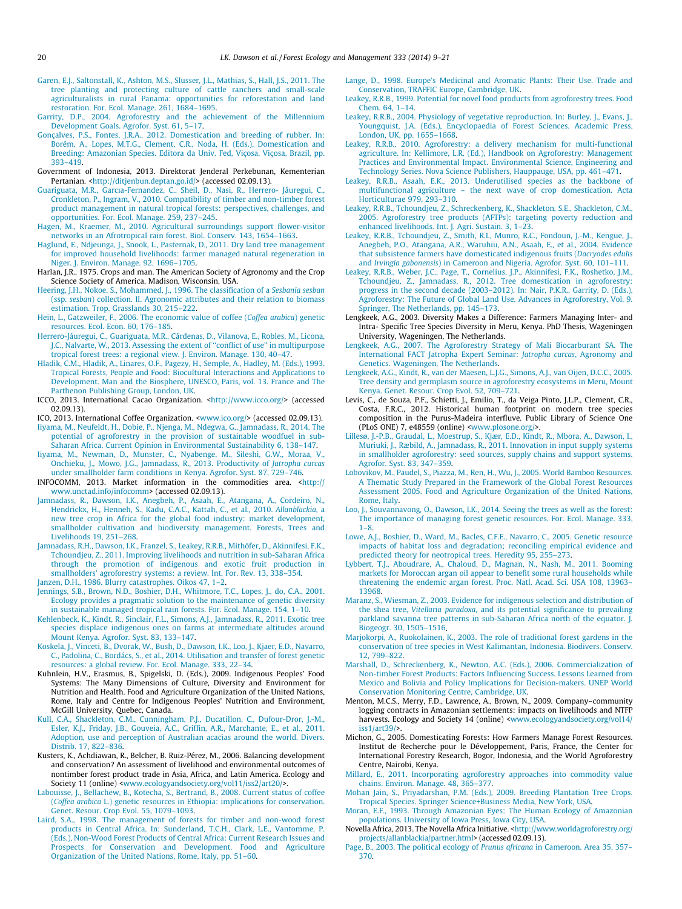Garen, E.J., Saltonstall, K., Ashton, M.S., Slusser, J.L., Mathias, S., Hall, J.S., 2011. The tree planting and protecting culture of cattle ranchers and small-scale agriculturalists in rural Panama: opportunities for reforestation and land restoration. For. Ecol. Manage. 261, 1684–1695.

Garrity, D.P., 2004. Agroforestry and the achievement of the Millennium Development Goals. Agrofor. Syst. 61, 5–17.

Gonçalves, P.S., Fontes, J.R.A., 2012. Domestication and breeding of rubber. In: Borém, A., Lopes, M.T.G., Clement, C.R., Noda, H. (Eds.), Domestication and Breeding: Amazonian Species. Editora da Univ. Fed. Viçosa, Viçosa, Brazil, pp. 393–419.

Government of Indonesia, 2013. Direktorat Jenderal Perkebunan, Kementerian Pertanian. <http://ditjenbun.deptan.go.id/> (accessed 02.09.13).

Guariguata, M.R., Garcıa-Fernandez, C., Sheil, D., Nasi, R., Herrero- Jáuregui, C., Cronkleton, P., Ingram, V., 2010. Compatibility of timber and non-timber forest product management in natural tropical forests: perspectives, challenges, and opportunities. For. Ecol. Manage. 259, 237–245.

Hagen, M., Kraemer, M., 2010. Agricultural surroundings support flower-visitor networks in an Afrotropical rain forest. Biol. Conserv. 143, 1654–1663.

Haglund, E., Ndjeunga, J., Snook, L., Pasternak, D., 2011. Dry land tree management for improved household livelihoods: farmer managed natural regeneration in Niger. J. Environ. Manage. 92, 1696–1705.

Harlan, J.R., 1975. Crops and man. The American Society of Agronomy and the Crop Science Society of America, Madison, Wisconsin, USA.

Heering, J.H., Nokoe, S., Mohammed, J., 1996. The classification of a *Sesbania sesban* (ssp. *sesban*) collection. II. Agronomic attributes and their relation to biomass estimation. Trop. Grasslands 30, 215–222.

Hein, L., Gatzweiler, F., 2006. The economic value of coffee (*Coffea arabica*) genetic resources. Ecol. Econ. 60, 176–185.

Herrero-Jáuregui, C., Guariguata, M.R., Cárdenas, D., Vilanova, E., Robles, M., Licona, J.C., Nalvarte, W., 2013. Assessing the extent of "conflict of use" in multipurpose tropical forest trees: a regional view. J. Environ. Manage. 130, 40–47.

Hladik, C.M., Hladik, A., Linares, O.F., Pagezy, H., Semple, A., Hadley, M. (Eds.), 1993. Tropical Forests, People and Food: Biocultural Interactions and Applications to Development. Man and the Biosphere, UNESCO, Paris, vol. 13. France and The Parthenon Publishing Group, London, UK.

ICCO, 2013. International Cacao Organization. <http://www.icco.org/> (accessed 02.09.13).

ICO, 2013. International Coffee Organization. <www.ico.org/> (accessed 02.09.13).

Iiyama, M., Neufeldt, H., Dobie, P., Njenga, M., Ndegwa, G., Jamnadass, R., 2014. The potential of agroforestry in the provision of sustainable woodfuel in sub-Saharan Africa. Current Opinion in Environmental Sustainability 6, 138–147.

Iiyama, M., Newman, D., Munster, C., Nyabenge, M., Sileshi, G.W., Moraa, V., Onchieku, J., Mowo, J.G., Jamnadass, R., 2013. Productivity of *Jatropha curcas* under smallholder farm conditions in Kenya. Agrofor. Syst. 87, 729–746.

INFOCOMM, 2013. Market information in the commodities area. <http://www.unctad.info/infocomm> (accessed 02.09.13).

Jamnadass, R., Dawson, I.K., Anegbeh, P., Asaah, E., Atangana, A., Cordeiro, N., Hendrickx, H., Henneh, S., Kadu, C.A.C., Kattah, C., et al., 2010. *Allanblackia*, a new tree crop in Africa for the global food industry: market development, smallholder cultivation and biodiversity management. Forests, Trees and Livelihoods 19, 251–268.

Jamnadass, R.H., Dawson, I.K., Franzel, S., Leakey, R.R.B., Mithöfer, D., Akinnifesi, F.K., Tchoundjeu, Z., 2011. Improving livelihoods and nutrition in sub-Saharan Africa through the promotion of indigenous and exotic fruit production in smallholders' agroforestry systems: a review. Int. For. Rev. 13, 338–354.

Janzen, D.H., 1986. Blurry catastrophes. Oikos 47, 1–2.

Jennings, S.B., Brown, N.D., Boshier, D.H., Whitmore, T.C., Lopes, J., do, C.A., 2001. Ecology provides a pragmatic solution to the maintenance of genetic diversity in sustainable managed tropical rain forests. For. Ecol. Manage. 154, 1–10.

Kehlenbeck, K., Kindt, R., Sinclair, F.L., Simons, A.J., Jamnadass, R., 2011. Exotic tree species displace indigenous ones on farms at intermediate altitudes around Mount Kenya. Agrofor. Syst. 83, 133–147.

Koskela, J., Vinceti, B., Dvorak, W., Bush, D., Dawson, I.K., Loo, J., Kjaer, E.D., Navarro, C., Padolina, C., Bordács, S., et al., 2014. Utilisation and transfer of forest genetic resources: a global review. For. Ecol. Manage. 333, 22–34.

Kuhnlein, H.V., Erasmus, B., Spigelski, D. (Eds.), 2009. Indigenous Peoples' Food Systems: The Many Dimensions of Culture, Diversity and Environment for Nutrition and Health. Food and Agriculture Organization of the United Nations, Rome, Italy and Centre for Indigenous Peoples' Nutrition and Environment, McGill University, Quebec, Canada.

Kull, C.A., Shackleton, C.M., Cunningham, P.J., Ducatillon, C., Dufour-Dror, J.-M., Esler, K.J., Friday, J.B., Gouveia, A.C., Griffin, A.R., Marchante, E., et al., 2011. Adoption, use and perception of Australian acacias around the world. Divers. Distrib. 17, 822–836.

Kusters, K., Achdiawan, R., Belcher, B. Ruiz-Pérez, M., 2006. Balancing development and conservation? An assessment of livelihood and environmental outcomes of nontimber forest product trade in Asia, Africa, and Latin America. Ecology and Society 11 (online) <www.ecologyandsociety.org/vol11/iss2/art20/>.

Labouisse, J., Bellachew, B., Kotecha, S., Bertrand, B., 2008. Current status of coffee (*Coffea arabica* L.) genetic resources in Ethiopia: implications for conservation. Genet. Resour. Crop Evol. 55, 1079–1093.

Laird, S.A., 1998. The management of forests for timber and non-wood forest products in Central Africa. In: Sunderland, T.C.H., Clark, L.E., Vantomme, P. (Eds.), Non-Wood Forest Products of Central Africa: Current Research Issues and Prospects for Conservation and Development. Food and Agriculture Organization of the United Nations, Rome, Italy, pp. 51–60.

Lange, D., 1998. Europe's Medicinal and Aromatic Plants: Their Use. Trade and Conservation, TRAFFIC Europe, Cambridge, UK.

Leakey, R.R.B., 1999. Potential for novel food products from agroforestry trees. Food Chem. 64, 1–14.

Leakey, R.R.B., 2004. Physiology of vegetative reproduction. In: Burley, J., Evans, J., Youngquist, J.A. (Eds.), Encyclopaedia of Forest Sciences. Academic Press, London, UK, pp. 1655–1668.

Leakey, R.R.B., 2010. Agroforestry: a delivery mechanism for multi-functional agriculture. In: Kellimore, L.R. (Ed.), Handbook on Agroforestry: Management Practices and Environmental Impact. Environmental Science, Engineering and Technology Series. Nova Science Publishers, Hauppauge, USA, pp. 461–471.

Leakey, R.R.B., Asaah, E.K., 2013. Underutilised species as the backbone of multifunctional agriculture – the next wave of crop domestication. Acta Horticulturae 979, 293–310.

Leakey, R.R.B., Tchoundjeu, Z., Schreckenberg, K., Shackleton, S.E., Shackleton, C.M., 2005. Agroforestry tree products (AFTPs): targeting poverty reduction and enhanced livelihoods. Int. J. Agri. Sustain. 3, 1–23.

Leakey, R.R.B., Tchoundjeu, Z., Smith, R.I., Munro, R.C., Fondoun, J.-M., Kengue, J., Anegbeh, P.O., Atangana, A.R., Waruhiu, A.N., Asaah, E., et al., 2004. Evidence that subsistence farmers have domesticated indigenous fruits (*Dacryodes edulis* and *Irvingia gabonensis*) in Cameroon and Nigeria. Agrofor. Syst. 60, 101–111.

Leakey, R.R.B., Weber, J.C., Page, T., Cornelius, J.P., Akinnifesi, F.K., Roshetko, J.M., Tchoundjeu, Z., Jamnadass, R., 2012. Tree domestication in agroforestry: progress in the second decade (2003–2012). In: Nair, P.K.R., Garrity, D. (Eds.), Agroforestry: The Future of Global Land Use. Advances in Agroforestry, Vol. 9. Springer, The Netherlands, pp. 145–173.

Lengkeek, A.G., 2003. Diversity Makes a Difference: Farmers Managing Inter- and Intra- Specific Tree Species Diversity in Meru, Kenya. PhD Thesis, Wageningen University, Wageningen, The Netherlands.

Lengkeek, A.G., 2007. The Agroforestry Strategy of Mali Biocarburant SA. The International FACT Jatropha Expert Seminar: *Jatropha curcas*, Agronomy and Genetics. Wageningen, The Netherlands.

Lengkeek, A.G., Kindt, R., van der Maesen, L.J.G., Simons, A.J., van Oijen, D.C.C., 2005. Tree density and germplasm source in agroforestry ecosystems in Meru, Mount Kenya. Genet. Resour. Crop Evol. 52, 709–721.

Levis, C., de Souza, P.F., Schietti, J., Emilio, T., da Veiga Pinto, J.L.P., Clement, C.R., Costa, F.R.C., 2012. Historical human footprint on modern tree species composition in the Purus-Madeira interfluve. Public Library of Science One (PLoS ONE) 7, e48559 (online) <www.plosone.org/>.

Lillesø, J.-P.B., Graudal, L., Moestrup, S., Kjær, E.D., Kindt, R., Mbora, A., Dawson, I., Muriuki, J., Ræbild, A., Jamnadass, R., 2011. Innovation in input supply systems in smallholder agroforestry: seed sources, supply chains and support systems. Agrofor. Syst. 83, 347–359.

Lobovikov, M., Paudel, S., Piazza, M., Ren, H., Wu, J., 2005. World Bamboo Resources. A Thematic Study Prepared in the Framework of the Global Forest Resources Assessment 2005. Food and Agriculture Organization of the United Nations, Rome, Italy.

Loo, J., Souvannavong, O., Dawson, I.K., 2014. Seeing the trees as well as the forest: The importance of managing forest genetic resources. For. Ecol. Manage. 333, 1–8.

Lowe, A.J., Boshier, D., Ward, M., Bacles, C.F.E., Navarro, C., 2005. Genetic resource impacts of habitat loss and degradation; reconciling empirical evidence and predicted theory for neotropical trees. Heredity 95, 255–273.

Lybbert, T.J., Aboudrare, A., Chaloud, D., Magnan, N., Nash, M., 2011. Booming markets for Moroccan argan oil appear to benefit some rural households while threatening the endemic argan forest. Proc. Natl. Acad. Sci. USA 108, 13963–13968.

Maranz, S., Wiesman, Z., 2003. Evidence for indigenous selection and distribution of the shea tree, *Vitellaria paradoxa*, and its potential significance to prevailing parkland savanna tree patterns in sub-Saharan Africa north of the equator. J. Biogeogr. 30, 1505–1516.

Marjokorpi, A., Ruokolainen, K., 2003. The role of traditional forest gardens in the conservation of tree species in West Kalimantan, Indonesia. Biodivers. Conserv. 12, 799–822.

Marshall, D., Schreckenberg, K., Newton, A.C. (Eds.), 2006. Commercialization of Non-timber Forest Products: Factors Influencing Success. Lessons Learned from Mexico and Bolivia and Policy Implications for Decision-makers. UNEP World Conservation Monitoring Centre, Cambridge, UK.

Menton, M.C.S., Merry, F.D., Lawrence, A., Brown, N., 2009. Company–community logging contracts in Amazonian settlements: impacts on livelihoods and NTFP harvests. Ecology and Society 14 (online) <www.ecologyandsociety.org/vol14/iss1/art39/>.

Michon, G., 2005. Domesticating Forests: How Farmers Manage Forest Resources. Institut de Recherche pour le Développement, Paris, France, the Center for International Forestry Research, Bogor, Indonesia, and the World Agroforestry Centre, Nairobi, Kenya.

Millard, E., 2011. Incorporating agroforestry approaches into commodity value chains. Environ. Manage. 48, 365–377.

Mohan Jain, S., Priyadarshan, P.M. (Eds.), 2009. Breeding Plantation Tree Crops. Tropical Species. Springer Science+Business Media, New York, USA.

Moran, E.F., 1993. Through Amazonian Eyes: The Human Ecology of Amazonian populations. University of Iowa Press, Iowa City, USA.

Novella Africa, 2013. The Novella Africa Initiative. <http://www.worldagroforestry.org/projects/allanblackia/partner.html> (accessed 02.09.13).

Page, B., 2003. The political ecology of *Prunus africana* in Cameroon. Area 35, 357–370.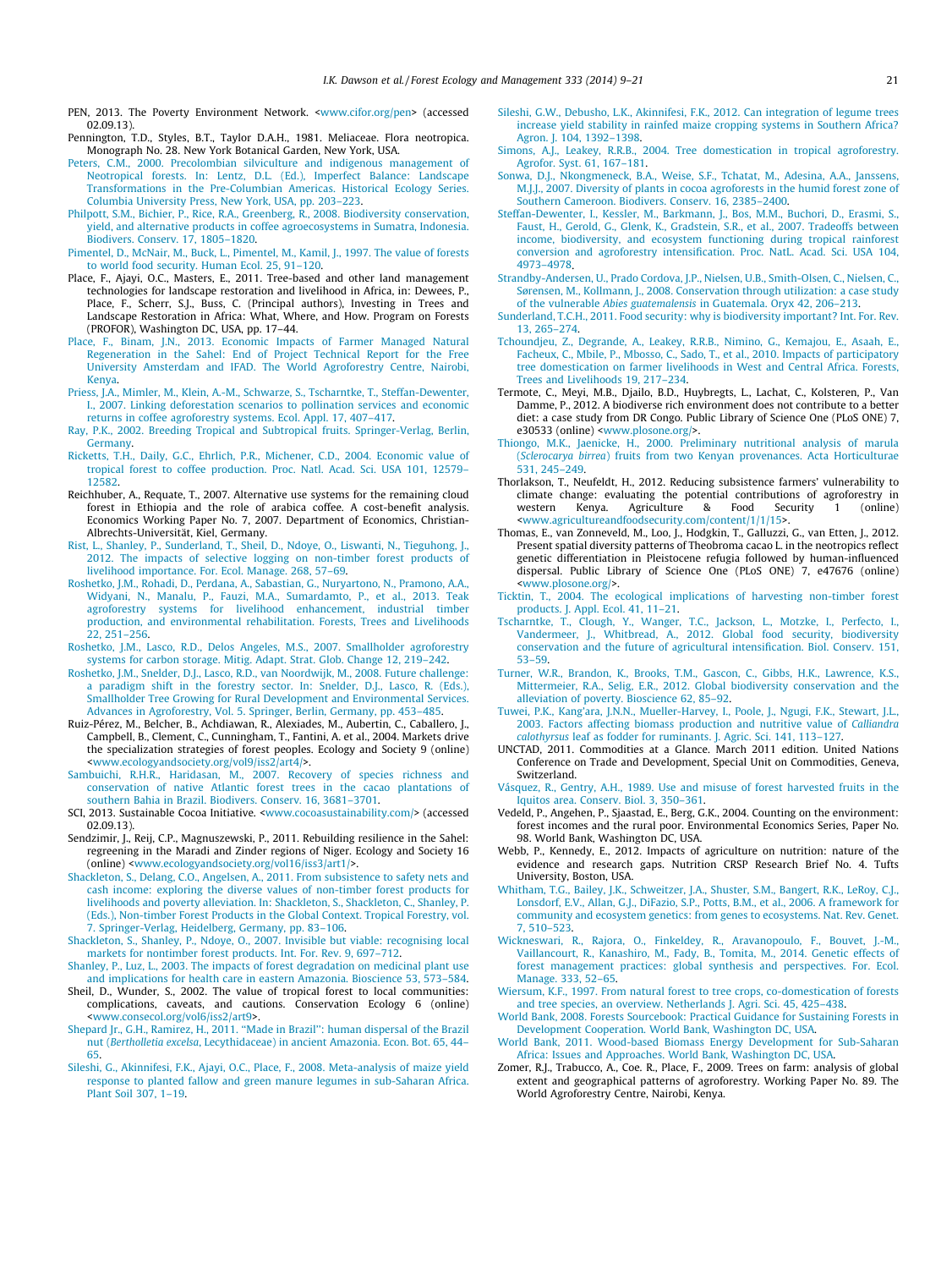PEN, 2013. The Poverty Environment Network. <www.cifor.org/pen> (accessed 02.09.13).

Pennington, T.D., Styles, B.T., Taylor D.A.H., 1981. Meliaceae. Flora neotropica. Monograph No. 28. New York Botanical Garden, New York, USA.

Peters, C.M., 2000. Precolombian silviculture and indigenous management of Neotropical forests. In: Lentz, D.L. (Ed.), Imperfect Balance: Landscape Transformations in the Pre-Columbian Americas. Historical Ecology Series. Columbia University Press, New York, USA, pp. 203–223.

Philpott, S.M., Bichier, P., Rice, R.A., Greenberg, R., 2008. Biodiversity conservation, yield, and alternative products in coffee agroecosystems in Sumatra, Indonesia. Biodivers. Conserv. 17, 1805–1820.

Pimentel, D., McNair, M., Buck, L., Pimentel, M., Kamil, J., 1997. The value of forests to world food security. Human Ecol. 25, 91–120.

Place, F., Ajayi, O.C., Masters, E., 2011. Tree-based and other land management technologies for landscape restoration and livelihood in Africa, in: Dewees, P., Place, F., Scherr, S.J., Buss, C. (Principal authors), Investing in Trees and Landscape Restoration in Africa: What, Where, and How. Program on Forests (PROFOR), Washington DC, USA, pp. 17–44.

Place, F., Binam, J.N., 2013. Economic Impacts of Farmer Managed Natural Regeneration in the Sahel: End of Project Technical Report for the Free University Amsterdam and IFAD. The World Agroforestry Centre, Nairobi, Kenya.

Priess, J.A., Mimler, M., Klein, A.-M., Schwarze, S., Tscharntke, T., Steffan-Dewenter, I., 2007. Linking deforestation scenarios to pollination services and economic returns in coffee agroforestry systems. Ecol. Appl. 17, 407–417.

Ray, P.K., 2002. Breeding Tropical and Subtropical fruits. Springer-Verlag, Berlin, Germany.

Ricketts, T.H., Daily, G.C., Ehrlich, P.R., Michener, C.D., 2004. Economic value of tropical forest to coffee production. Proc. Natl. Acad. Sci. USA 101, 12579–12582.

Reichhuber, A., Requate, T., 2007. Alternative use systems for the remaining cloud forest in Ethiopia and the role of arabica coffee. A cost-benefit analysis. Economics Working Paper No. 7, 2007. Department of Economics, Christian-Albrechts-Universität, Kiel, Germany.

Rist, L., Shanley, P., Sunderland, T., Sheil, D., Ndoye, O., Liswanti, N., Tieguhong, J., 2012. The impacts of selective logging on non-timber forest products of livelihood importance. For. Ecol. Manage. 268, 57–69.

Roshetko, J.M., Rohadi, D., Perdana, A., Sabastian, G., Nuryartono, N., Pramono, A.A., Widyani, N., Manalu, P., Fauzi, M.A., Sumardamto, P., et al., 2013. Teak agroforestry systems for livelihood enhancement, industrial timber production, and environmental rehabilitation. Forests, Trees and Livelihoods 22, 251–256.

Roshetko, J.M., Lasco, R.D., Delos Angeles, M.S., 2007. Smallholder agroforestry systems for carbon storage. Mitig. Adapt. Strat. Glob. Change 12, 219–242.

Roshetko, J.M., Snelder, D.J., Lasco, R.D., van Noordwijk, M., 2008. Future challenge: a paradigm shift in the forestry sector. In: Snelder, D.J., Lasco, R. (Eds.), Smallholder Tree Growing for Rural Development and Environmental Services. Advances in Agroforestry, Vol. 5. Springer, Berlin, Germany, pp. 453–485.

Ruiz-Pérez, M., Belcher, B., Achdiawan, R., Alexiades, M., Aubertin, C., Caballero, J., Campbell, B., Clement, C., Cunningham, T., Fantini, A. et al., 2004. Markets drive the specialization strategies of forest peoples. Ecology and Society 9 (online) <www.ecologyandsociety.org/vol9/iss2/art4/>.

Sambuichi, R.H.R., Haridasan, M., 2007. Recovery of species richness and conservation of native Atlantic forest trees in the cacao plantations of southern Bahia in Brazil. Biodivers. Conserv. 16, 3681–3701.

SCI, 2013. Sustainable Cocoa Initiative. <www.cocoasustainability.com/> (accessed 02.09.13).

Sendzimir, J., Reij, C.P., Magnuszewski, P., 2011. Rebuilding resilience in the Sahel: regreening in the Maradi and Zinder regions of Niger. Ecology and Society 16 (online) <www.ecologyandsociety.org/vol16/iss3/art1/>.

Shackleton, S., Delang, C.O., Angelsen, A., 2011. From subsistence to safety nets and cash income: exploring the diverse values of non-timber forest products for livelihoods and poverty alleviation. In: Shackleton, S., Shackleton, C., Shanley, P. (Eds.), Non-timber Forest Products in the Global Context. Tropical Forestry, vol. 7. Springer-Verlag, Heidelberg, Germany, pp. 83–106.

Shackleton, S., Shanley, P., Ndoye, O., 2007. Invisible but viable: recognising local markets for nontimber forest products. Int. For. Rev. 9, 697–712.

Shanley, P., Luz, L., 2003. The impacts of forest degradation on medicinal plant use and implications for health care in eastern Amazonia. Bioscience 53, 573–584.

Sheil, D., Wunder, S., 2002. The value of tropical forest to local communities: complications, caveats, and cautions. Conservation Ecology 6 (online) <www.consecol.org/vol6/iss2/art9>.

Shepard Jr., G.H., Ramirez, H., 2011. "Made in Brazil": human dispersal of the Brazil nut (*Bertholletia excelsa*, Lecythidaceae) in ancient Amazonia. Econ. Bot. 65, 44–65.

Sileshi, G., Akinnifesi, F.K., Ajayi, O.C., Place, F., 2008. Meta-analysis of maize yield response to planted fallow and green manure legumes in sub-Saharan Africa. Plant Soil 307, 1–19.

Sileshi, G.W., Debusho, L.K., Akinnifesi, F.K., 2012. Can integration of legume trees increase yield stability in rainfed maize cropping systems in Southern Africa? Agron. J. 104, 1392–1398.

Simons, A.J., Leakey, R.R.B., 2004. Tree domestication in tropical agroforestry. Agrofor. Syst. 61, 167–181.

Sonwa, D.J., Nkongmeneck, B.A., Weise, S.F., Tchatat, M., Adesina, A.A., Janssens, M.J.J., 2007. Diversity of plants in cocoa agroforests in the humid forest zone of Southern Cameroon. Biodivers. Conserv. 16, 2385–2400.

Steffan-Dewenter, I., Kessler, M., Barkmann, J., Bos, M.M., Buchori, D., Erasmi, S., Faust, H., Gerold, G., Glenk, K., Gradstein, S.R., et al., 2007. Tradeoffs between income, biodiversity, and ecosystem functioning during tropical rainforest conversion and agroforestry intensification. Proc. NatL. Acad. Sci. USA 104, 4973–4978.

Strandby-Andersen, U., Prado Cordova, J.P., Nielsen, U.B., Smith-Olsen, C., Nielsen, C., Sørensen, M., Kollmann, J., 2008. Conservation through utilization: a case study of the vulnerable *Abies guatemalensis* in Guatemala. Oryx 42, 206–213.

Sunderland, T.C.H., 2011. Food security: why is biodiversity important? Int. For. Rev. 13, 265–274.

Tchoundjeu, Z., Degrande, A., Leakey, R.R.B., Nimino, G., Kemajou, E., Asaah, E., Facheux, C., Mbile, P., Mbosso, C., Sado, T., et al., 2010. Impacts of participatory tree domestication on farmer livelihoods in West and Central Africa. Forests, Trees and Livelihoods 19, 217–234.

Termote, C., Meyi, M.B., Djailo, B.D., Huybregts, L., Lachat, C., Kolsteren, P., Van Damme, P., 2012. A biodiverse rich environment does not contribute to a better diet: a case study from DR Congo. Public Library of Science One (PLoS ONE) 7, e30533 (online) <www.plosone.org/>.

Thiongo, M.K., Jaenicke, H., 2000. Preliminary nutritional analysis of marula (*Sclerocarya birrea*) fruits from two Kenyan provenances. Acta Horticulturae 531, 245–249.

Thorlakson, T., Neufeldt, H., 2012. Reducing subsistence farmers' vulnerability to climate change: evaluating the potential contributions of agroforestry in western Kenya. Agriculture & Food Security 1 (online) <www.agricultureandfoodsecurity.com/content/1/1/15>.

Thomas, E., van Zonneveld, M., Loo, J., Hodgkin, T., Galluzzi, G., van Etten, J., 2012. Present spatial diversity patterns of Theobroma cacao L. in the neotropics reflect genetic differentiation in Pleistocene refugia followed by human-influenced dispersal. Public Library of Science One (PLoS ONE) 7, e47676 (online) <www.plosone.org/>.

Ticktin, T., 2004. The ecological implications of harvesting non-timber forest products. J. Appl. Ecol. 41, 11–21.

Tscharntke, T., Clough, Y., Wanger, T.C., Jackson, L., Motzke, I., Perfecto, I., Vandermeer, J., Whitbread, A., 2012. Global food security, biodiversity conservation and the future of agricultural intensification. Biol. Conserv. 151, 53–59.

Turner, W.R., Brandon, K., Brooks, T.M., Gascon, C., Gibbs, H.K., Lawrence, K.S., Mittermeier, R.A., Selig, E.R., 2012. Global biodiversity conservation and the alleviation of poverty. Bioscience 62, 85–92.

Tuwei, P.K., Kang'ara, J.N.N., Mueller-Harvey, I., Poole, J., Ngugi, F.K., Stewart, J.L., 2003. Factors affecting biomass production and nutritive value of *Calliandra calothyrsus* leaf as fodder for ruminants. J. Agric. Sci. 141, 113–127.

UNCTAD, 2011. Commodities at a Glance. March 2011 edition. United Nations Conference on Trade and Development, Special Unit on Commodities, Geneva, Switzerland.

Vásquez, R., Gentry, A.H., 1989. Use and misuse of forest harvested fruits in the Iquitos area. Conserv. Biol. 3, 350–361.

Vedeld, P., Angehen, P., Sjaastad, E., Berg, G.K., 2004. Counting on the environment: forest incomes and the rural poor. Environmental Economics Series, Paper No. 98. World Bank, Washington DC, USA.

Webb, P., Kennedy, E., 2012. Impacts of agriculture on nutrition: nature of the evidence and research gaps. Nutrition CRSP Research Brief No. 4. Tufts University, Boston, USA.

Whitham, T.G., Bailey, J.K., Schweitzer, J.A., Shuster, S.M., Bangert, R.K., LeRoy, C.J., Lonsdorf, E.V., Allan, G.J., DiFazio, S.P., Potts, B.M., et al., 2006. A framework for community and ecosystem genetics: from genes to ecosystems. Nat. Rev. Genet. 7, 510–523.

Wickneswari, R., Rajora, O., Finkeldey, R., Aravanopoulo, F., Bouvet, J.-M., Vaillancourt, R., Kanashiro, M., Fady, B., Tomita, M., 2014. Genetic effects of forest management practices: global synthesis and perspectives. For. Ecol. Manage. 333, 52–65.

Wiersum, K.F., 1997. From natural forest to tree crops, co-domestication of forests and tree species, an overview. Netherlands J. Agri. Sci. 45, 425–438.

World Bank, 2008. Forests Sourcebook: Practical Guidance for Sustaining Forests in Development Cooperation. World Bank, Washington DC, USA.

World Bank, 2011. Wood-based Biomass Energy Development for Sub-Saharan Africa: Issues and Approaches. World Bank, Washington DC, USA.

Zomer, R.J., Trabucco, A., Coe. R., Place, F., 2009. Trees on farm: analysis of global extent and geographical patterns of agroforestry. Working Paper No. 89. The World Agroforestry Centre, Nairobi, Kenya.